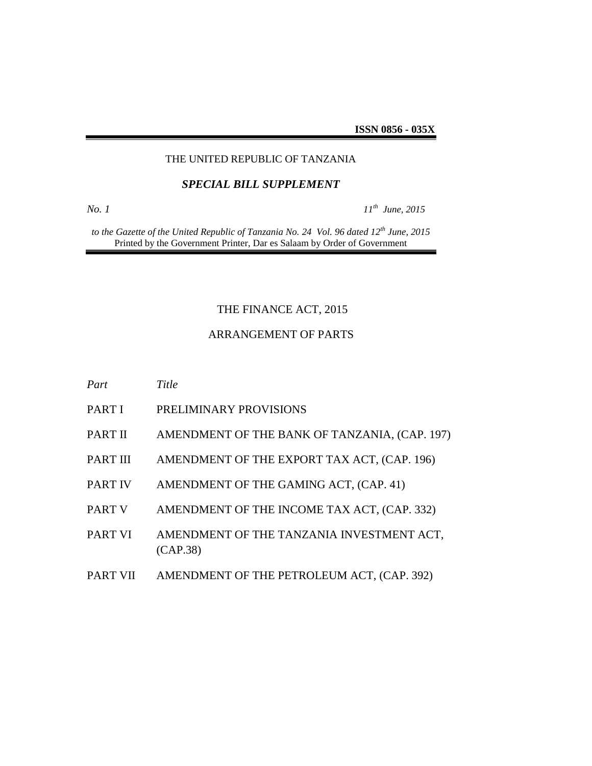**ISSN 0856 - 035X**

THE UNITED REPUBLIC OF TANZANIA

***SPECIAL BILL SUPPLEMENT***

*No. 1* *11th June, 2015*

*to the Gazette of the United Republic of Tanzania No. 24 Vol. 96 dated 12th June, 2015*
Printed by the Government Printer, Dar es Salaam by Order of Government

# THE FINANCE ACT, 2015

## ARRANGEMENT OF PARTS

| *Part* | *Title* |
|---|---|
| PART I | PRELIMINARY PROVISIONS |
| PART II | AMENDMENT OF THE BANK OF TANZANIA, (CAP. 197) |
| PART III | AMENDMENT OF THE EXPORT TAX ACT, (CAP. 196) |
| PART IV | AMENDMENT OF THE GAMING ACT, (CAP. 41) |
| PART V | AMENDMENT OF THE INCOME TAX ACT, (CAP. 332) |
| PART VI | AMENDMENT OF THE TANZANIA INVESTMENT ACT, (CAP.38) |
| PART VII | AMENDMENT OF THE PETROLEUM ACT, (CAP. 392) |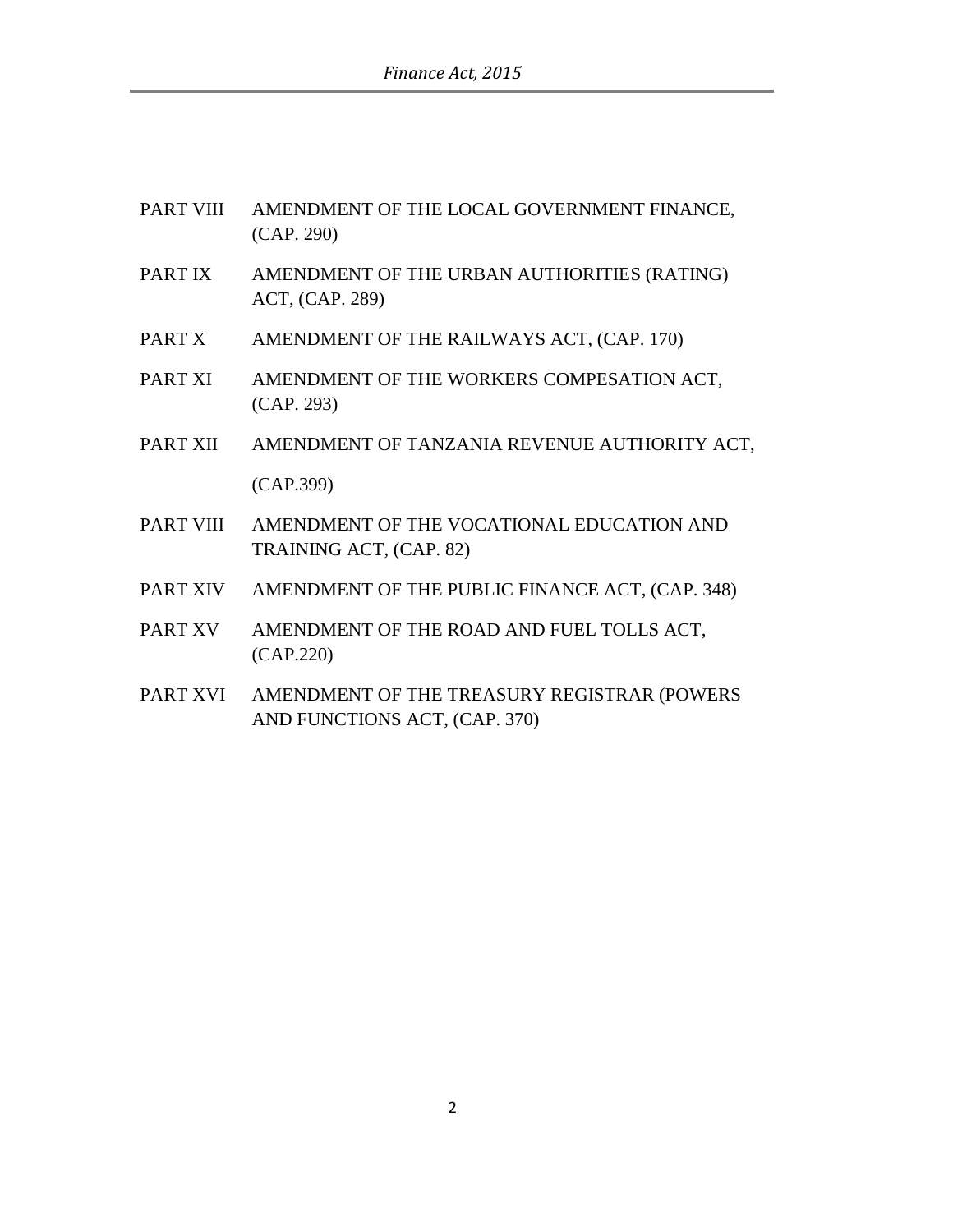| | |
|---|---|
| PART VIII | AMENDMENT OF THE LOCAL GOVERNMENT FINANCE, (CAP. 290) |
| PART IX | AMENDMENT OF THE URBAN AUTHORITIES (RATING) ACT, (CAP. 289) |
| PART X | AMENDMENT OF THE RAILWAYS ACT, (CAP. 170) |
| PART XI | AMENDMENT OF THE WORKERS COMPESATION ACT, (CAP. 293) |
| PART XII | AMENDMENT OF TANZANIA REVENUE AUTHORITY ACT, (CAP.399) |
| PART VIII | AMENDMENT OF THE VOCATIONAL EDUCATION AND TRAINING ACT, (CAP. 82) |
| PART XIV | AMENDMENT OF THE PUBLIC FINANCE ACT, (CAP. 348) |
| PART XV | AMENDMENT OF THE ROAD AND FUEL TOLLS ACT, (CAP.220) |
| PART XVI | AMENDMENT OF THE TREASURY REGISTRAR (POWERS AND FUNCTIONS ACT, (CAP. 370) |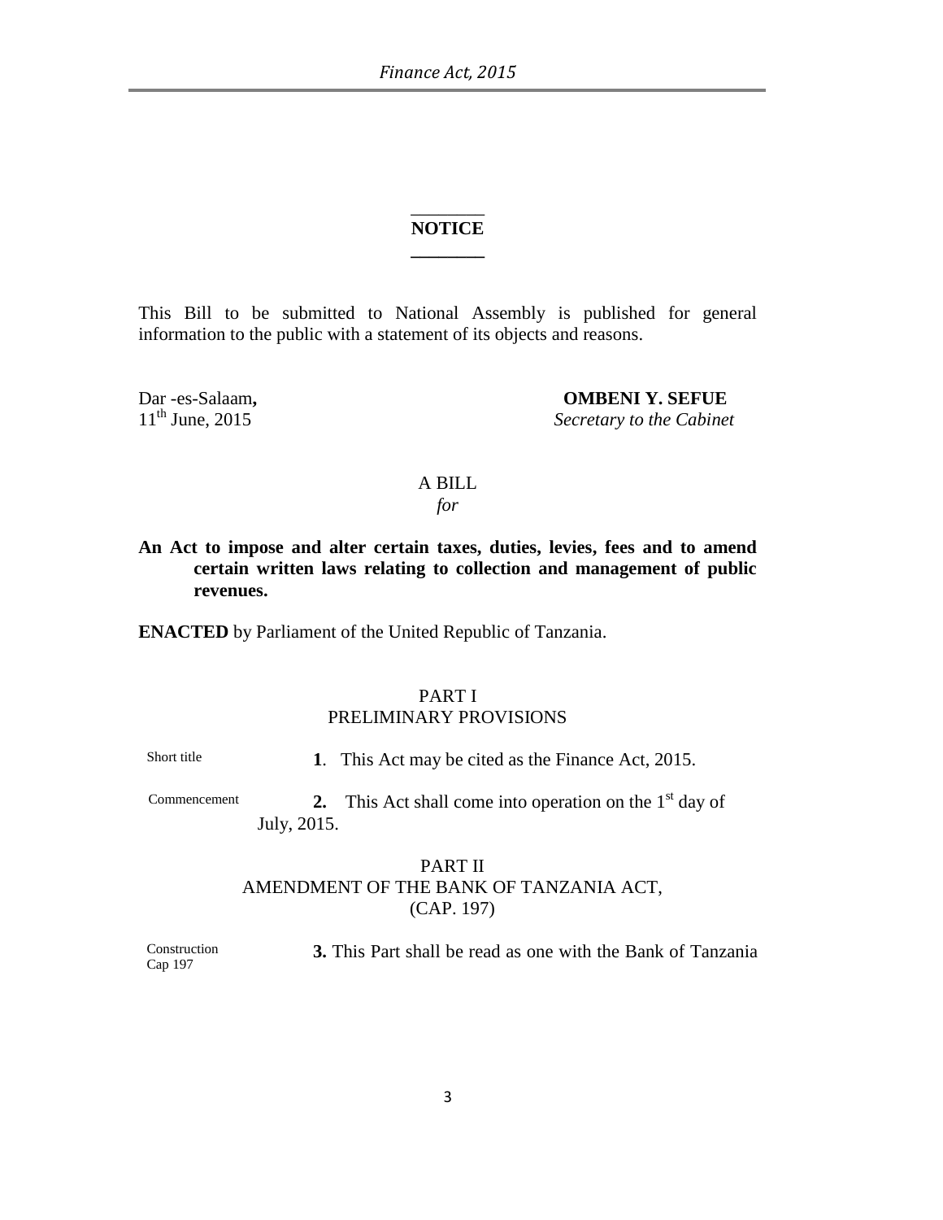**NOTICE**

This Bill to be submitted to National Assembly is published for general information to the public with a statement of its objects and reasons.

Dar -es-Salaam**,**
11th June, 2015

**OMBENI Y. SEFUE**
*Secretary to the Cabinet*

A BILL
*for*

**An Act to impose and alter certain taxes, duties, levies, fees and to amend certain written laws relating to collection and management of public revenues.**

**ENACTED** by Parliament of the United Republic of Tanzania.

PART I
PRELIMINARY PROVISIONS

Short title

**1**. This Act may be cited as the Finance Act, 2015.

Commencement

**2.** This Act shall come into operation on the 1st day of July, 2015.

PART II
AMENDMENT OF THE BANK OF TANZANIA ACT,
(CAP. 197)

Construction
Cap 197

**3.** This Part shall be read as one with the Bank of Tanzania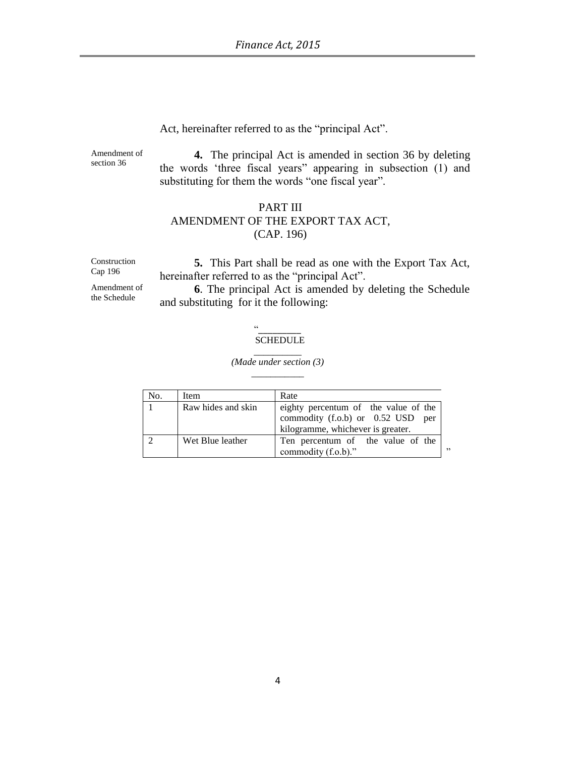Act, hereinafter referred to as the "principal Act".

Amendment of section 36

**4.** The principal Act is amended in section 36 by deleting the words 'three fiscal years" appearing in subsection (1) and substituting for them the words "one fiscal year".

PART III
AMENDMENT OF THE EXPORT TAX ACT, (CAP. 196)

Construction Cap 196

**5.** This Part shall be read as one with the Export Tax Act, hereinafter referred to as the "principal Act".

Amendment of the Schedule

**6**. The principal Act is amended by deleting the Schedule and substituting for it the following:

"

SCHEDULE

*(Made under section (3)*

| No. | Item | Rate |
|---|---|---|
| 1 | Raw hides and skin | eighty percentum of the value of the commodity (f.o.b) or 0.52 USD per kilogramme, whichever is greater. |
| 2 | Wet Blue leather | Ten percentum of the value of the commodity (f.o.b)." |

"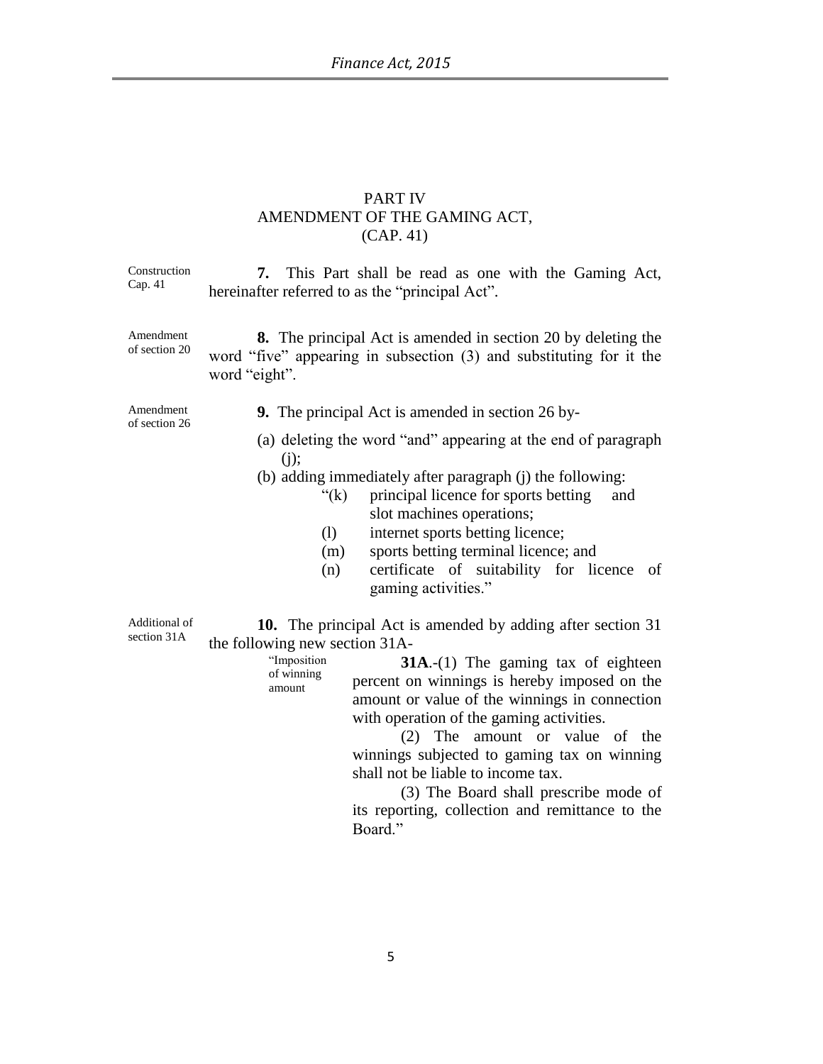## PART IV
## AMENDMENT OF THE GAMING ACT,
## (CAP. 41)

Construction Cap. 41

**7.** This Part shall be read as one with the Gaming Act, hereinafter referred to as the "principal Act".

Amendment of section 20

**8.** The principal Act is amended in section 20 by deleting the word "five" appearing in subsection (3) and substituting for it the word "eight".

Amendment of section 26

**9.** The principal Act is amended in section 26 by-

(a) deleting the word "and" appearing at the end of paragraph (j);

(b) adding immediately after paragraph (j) the following:

"(k) principal licence for sports betting and slot machines operations;

(l) internet sports betting licence;

(m) sports betting terminal licence; and

(n) certificate of suitability for licence of gaming activities."

Additional of section 31A

**10.** The principal Act is amended by adding after section 31 the following new section 31A-

"Imposition of winning amount

**31A**.-(1) The gaming tax of eighteen percent on winnings is hereby imposed on the amount or value of the winnings in connection with operation of the gaming activities.

(2) The amount or value of the winnings subjected to gaming tax on winning shall not be liable to income tax.

(3) The Board shall prescribe mode of its reporting, collection and remittance to the Board."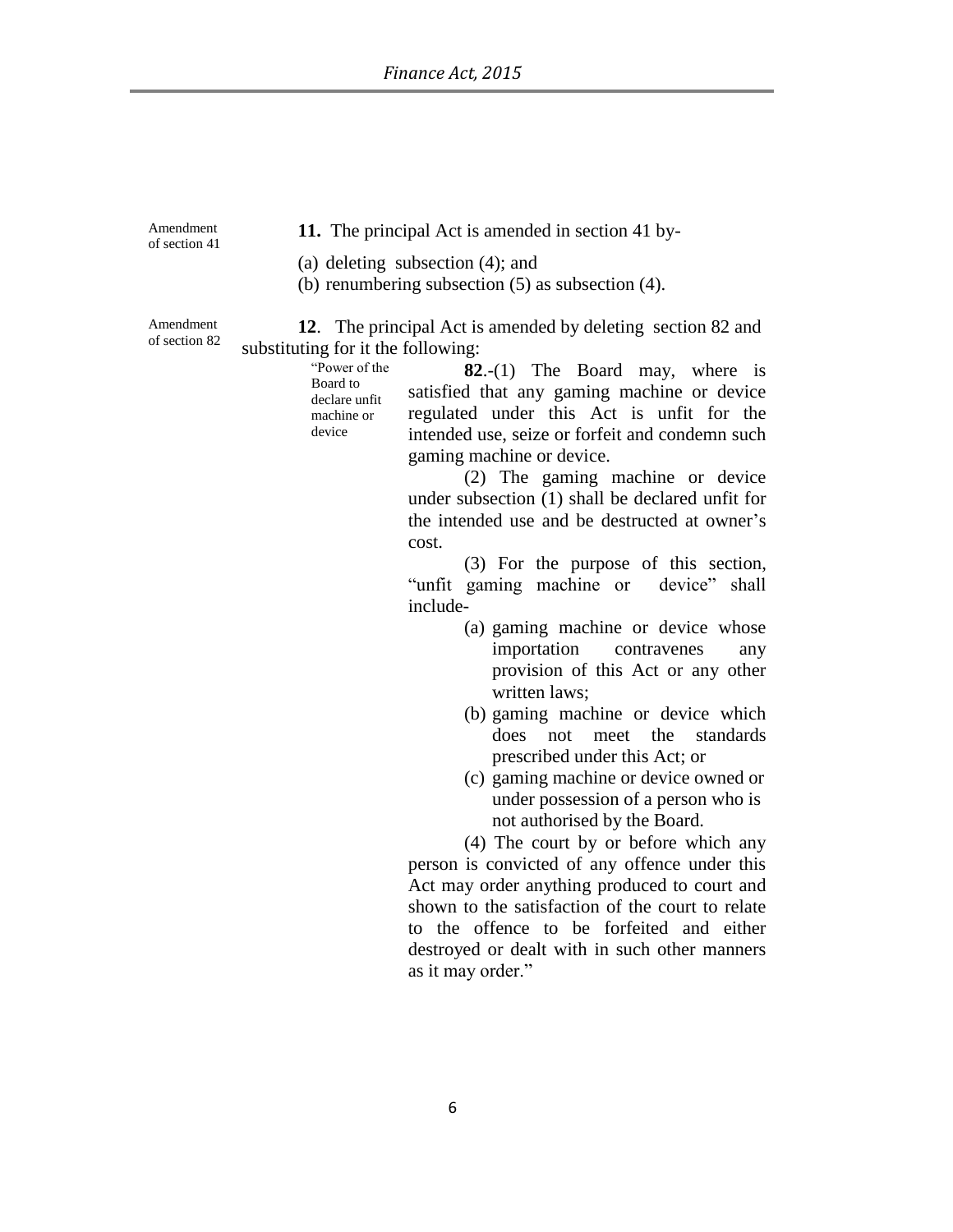Amendment of section 41

**11.** The principal Act is amended in section 41 by-

(a) deleting subsection (4); and

(b) renumbering subsection (5) as subsection (4).

Amendment of section 82

**12**. The principal Act is amended by deleting section 82 and substituting for it the following:

"Power of the Board to declare unfit machine or device

**82**.-(1) The Board may, where is satisfied that any gaming machine or device regulated under this Act is unfit for the intended use, seize or forfeit and condemn such gaming machine or device.

(2) The gaming machine or device under subsection (1) shall be declared unfit for the intended use and be destructed at owner's cost.

(3) For the purpose of this section, "unfit gaming machine or device" shall include-

(a) gaming machine or device whose importation contravenes any provision of this Act or any other written laws;

(b) gaming machine or device which does not meet the standards prescribed under this Act; or

(c) gaming machine or device owned or under possession of a person who is not authorised by the Board.

(4) The court by or before which any person is convicted of any offence under this Act may order anything produced to court and shown to the satisfaction of the court to relate to the offence to be forfeited and either destroyed or dealt with in such other manners as it may order."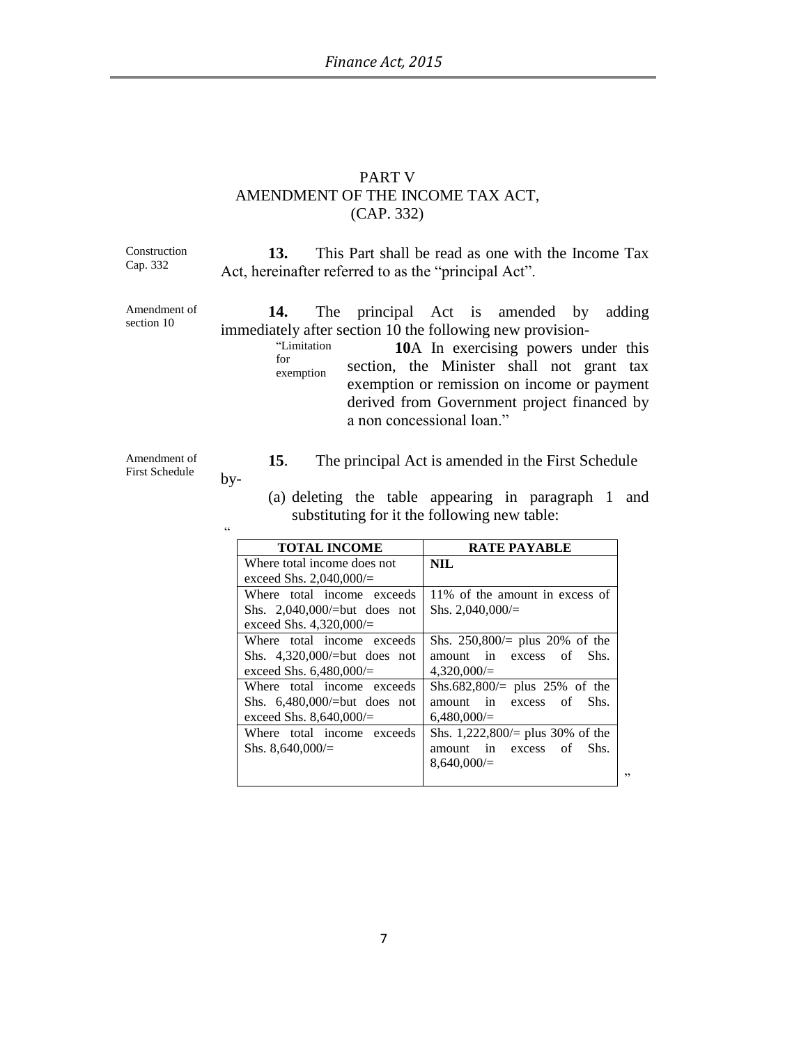# PART V
## AMENDMENT OF THE INCOME TAX ACT, (CAP. 332)

Construction Cap. 332

**13.** This Part shall be read as one with the Income Tax Act, hereinafter referred to as the "principal Act".

Amendment of section 10

**14.** The principal Act is amended by adding immediately after section 10 the following new provision-

"Limitation for exemption

**10**A In exercising powers under this section, the Minister shall not grant tax exemption or remission on income or payment derived from Government project financed by a non concessional loan."

Amendment of First Schedule

**15**. The principal Act is amended in the First Schedule by-

(a) deleting the table appearing in paragraph 1 and substituting for it the following new table:

"

| TOTAL INCOME | RATE PAYABLE |
|---|---|
| Where total income does not exceed Shs. 2,040,000/= | **NIL** |
| Where total income exceeds Shs. 2,040,000/=but does not exceed Shs. 4,320,000/= | 11% of the amount in excess of Shs. 2,040,000/= |
| Where total income exceeds Shs. 4,320,000/=but does not exceed Shs. 6,480,000/= | Shs. 250,800/= plus 20% of the amount in excess of Shs. 4,320,000/= |
| Where total income exceeds Shs. 6,480,000/=but does not exceed Shs. 8,640,000/= | Shs.682,800/= plus 25% of the amount in excess of Shs. 6,480,000/= |
| Where total income exceeds Shs. 8,640,000/= | Shs. 1,222,800/= plus 30% of the amount in excess of Shs. 8,640,000/= |

"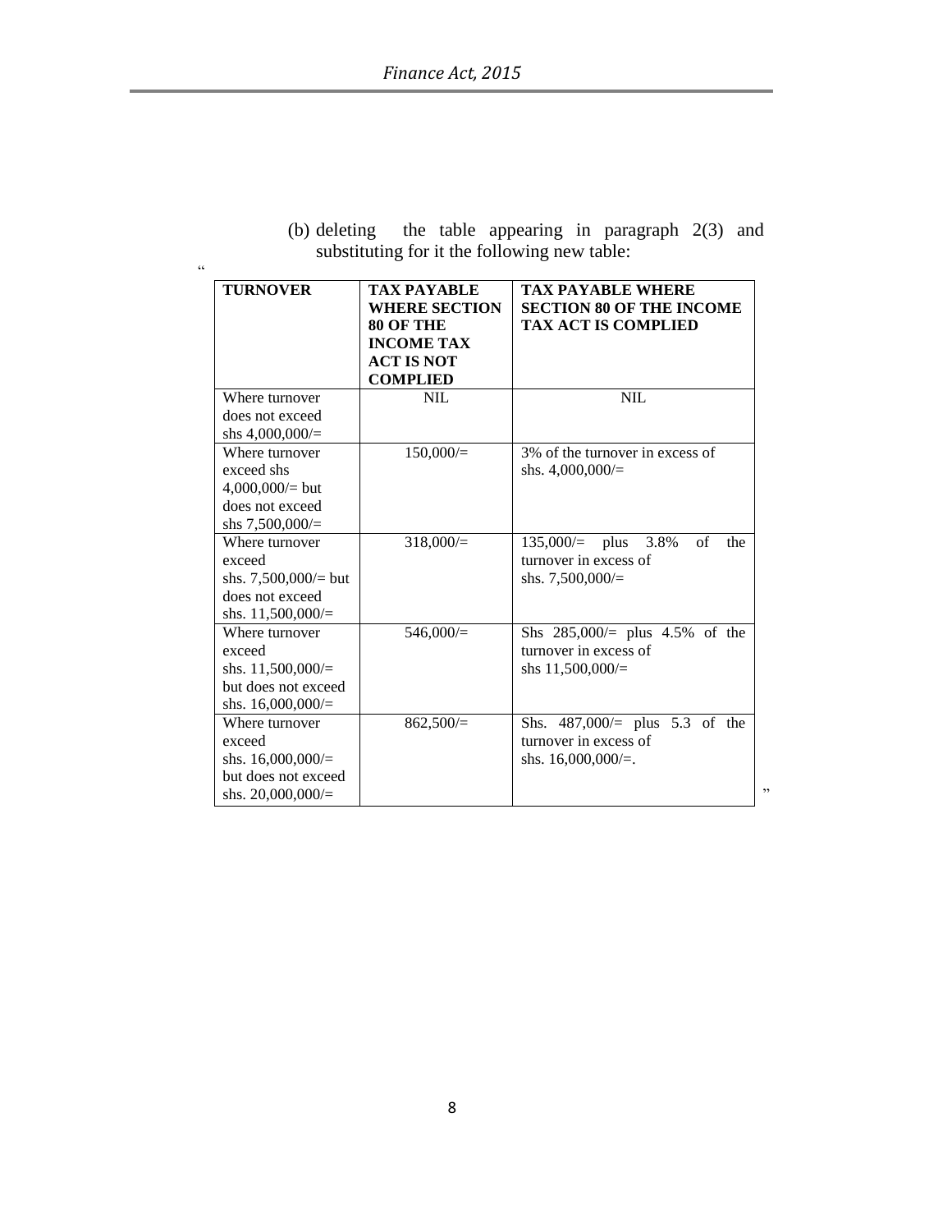(b) deleting the table appearing in paragraph 2(3) and substituting for it the following new table:

“

| TURNOVER | TAX PAYABLE WHERE SECTION 80 OF THE INCOME TAX ACT IS NOT COMPLIED | TAX PAYABLE WHERE SECTION 80 OF THE INCOME TAX ACT IS COMPLIED |
|---|---|---|
| Where turnover does not exceed shs 4,000,000/= | NIL | NIL |
| Where turnover exceed shs 4,000,000/= but does not exceed shs 7,500,000/= | 150,000/= | 3% of the turnover in excess of shs. 4,000,000/= |
| Where turnover exceed shs. 7,500,000/= but does not exceed shs. 11,500,000/= | 318,000/= | 135,000/= plus 3.8% of the turnover in excess of shs. 7,500,000/= |
| Where turnover exceed shs. 11,500,000/= but does not exceed shs. 16,000,000/= | 546,000/= | Shs 285,000/= plus 4.5% of the turnover in excess of shs 11,500,000/= |
| Where turnover exceed shs. 16,000,000/= but does not exceed shs. 20,000,000/= | 862,500/= | Shs. 487,000/= plus 5.3 of the turnover in excess of shs. 16,000,000/=. |

”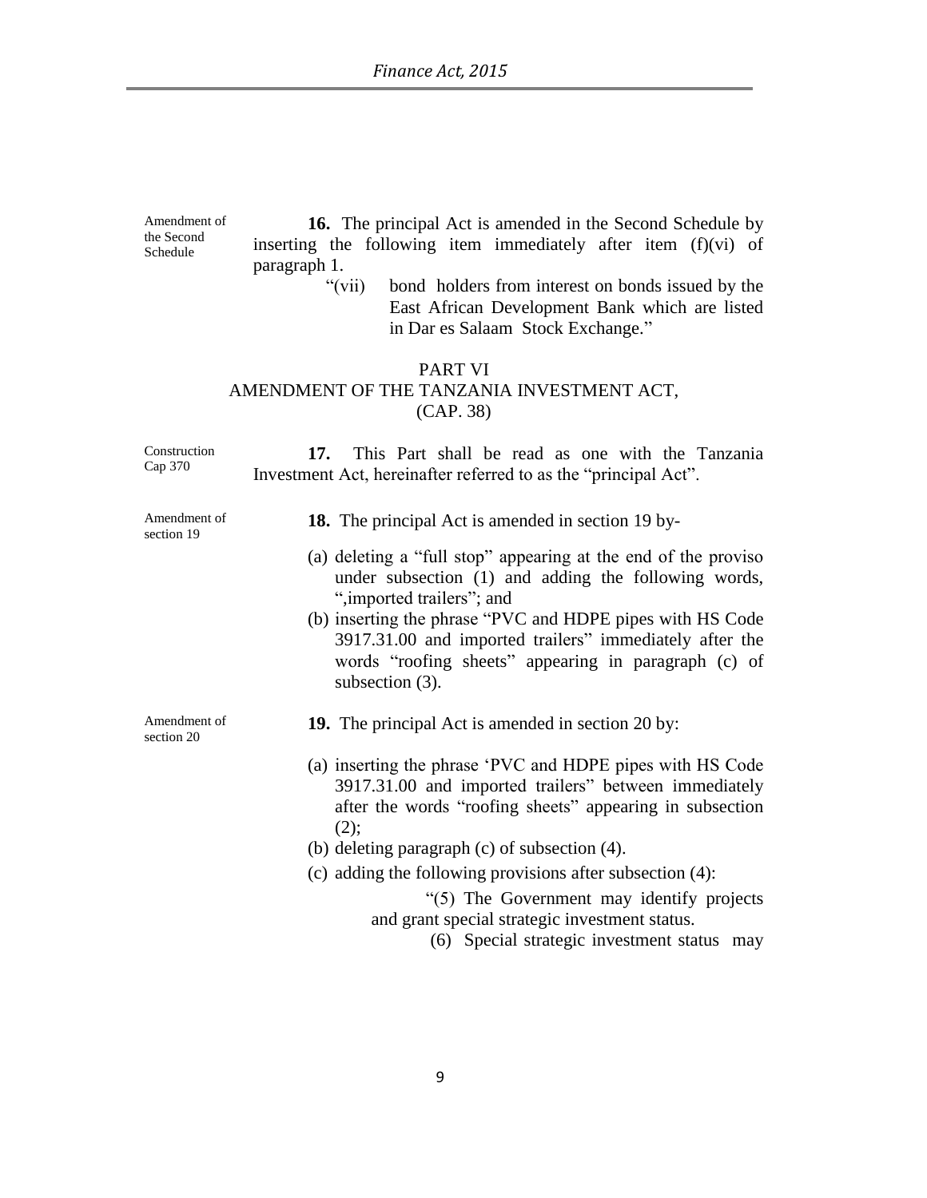Amendment of the Second Schedule

**16.** The principal Act is amended in the Second Schedule by inserting the following item immediately after item (f)(vi) of paragraph 1.

"(vii) bond holders from interest on bonds issued by the East African Development Bank which are listed in Dar es Salaam Stock Exchange."

## PART VI
## AMENDMENT OF THE TANZANIA INVESTMENT ACT, (CAP. 38)

Construction Cap 370

**17.** This Part shall be read as one with the Tanzania Investment Act, hereinafter referred to as the "principal Act".

Amendment of section 19

**18.** The principal Act is amended in section 19 by-

(a) deleting a "full stop" appearing at the end of the proviso under subsection (1) and adding the following words, ",imported trailers"; and

(b) inserting the phrase "PVC and HDPE pipes with HS Code 3917.31.00 and imported trailers" immediately after the words "roofing sheets" appearing in paragraph (c) of subsection (3).

Amendment of section 20

**19.** The principal Act is amended in section 20 by:

(a) inserting the phrase 'PVC and HDPE pipes with HS Code 3917.31.00 and imported trailers" between immediately after the words "roofing sheets" appearing in subsection (2);

(b) deleting paragraph (c) of subsection (4).

(c) adding the following provisions after subsection (4):

"(5) The Government may identify projects and grant special strategic investment status.

(6) Special strategic investment status may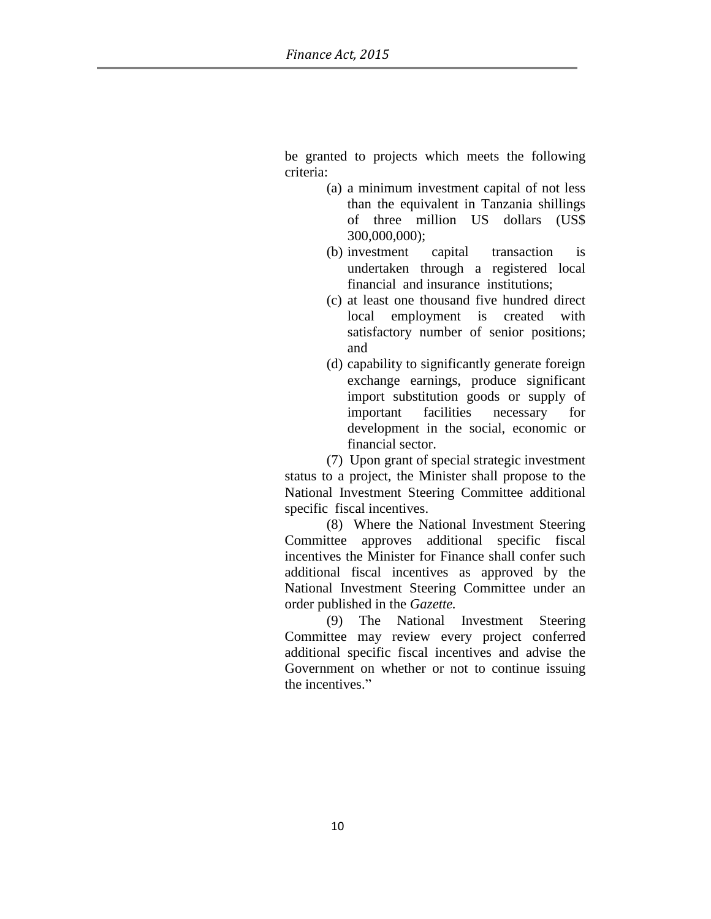be granted to projects which meets the following criteria:

(a) a minimum investment capital of not less than the equivalent in Tanzania shillings of three million US dollars (US$ 300,000,000);

(b) investment capital transaction is undertaken through a registered local financial and insurance institutions;

(c) at least one thousand five hundred direct local employment is created with satisfactory number of senior positions; and

(d) capability to significantly generate foreign exchange earnings, produce significant import substitution goods or supply of important facilities necessary for development in the social, economic or financial sector.

(7) Upon grant of special strategic investment status to a project, the Minister shall propose to the National Investment Steering Committee additional specific fiscal incentives.

(8) Where the National Investment Steering Committee approves additional specific fiscal incentives the Minister for Finance shall confer such additional fiscal incentives as approved by the National Investment Steering Committee under an order published in the *Gazette.*

(9) The National Investment Steering Committee may review every project conferred additional specific fiscal incentives and advise the Government on whether or not to continue issuing the incentives."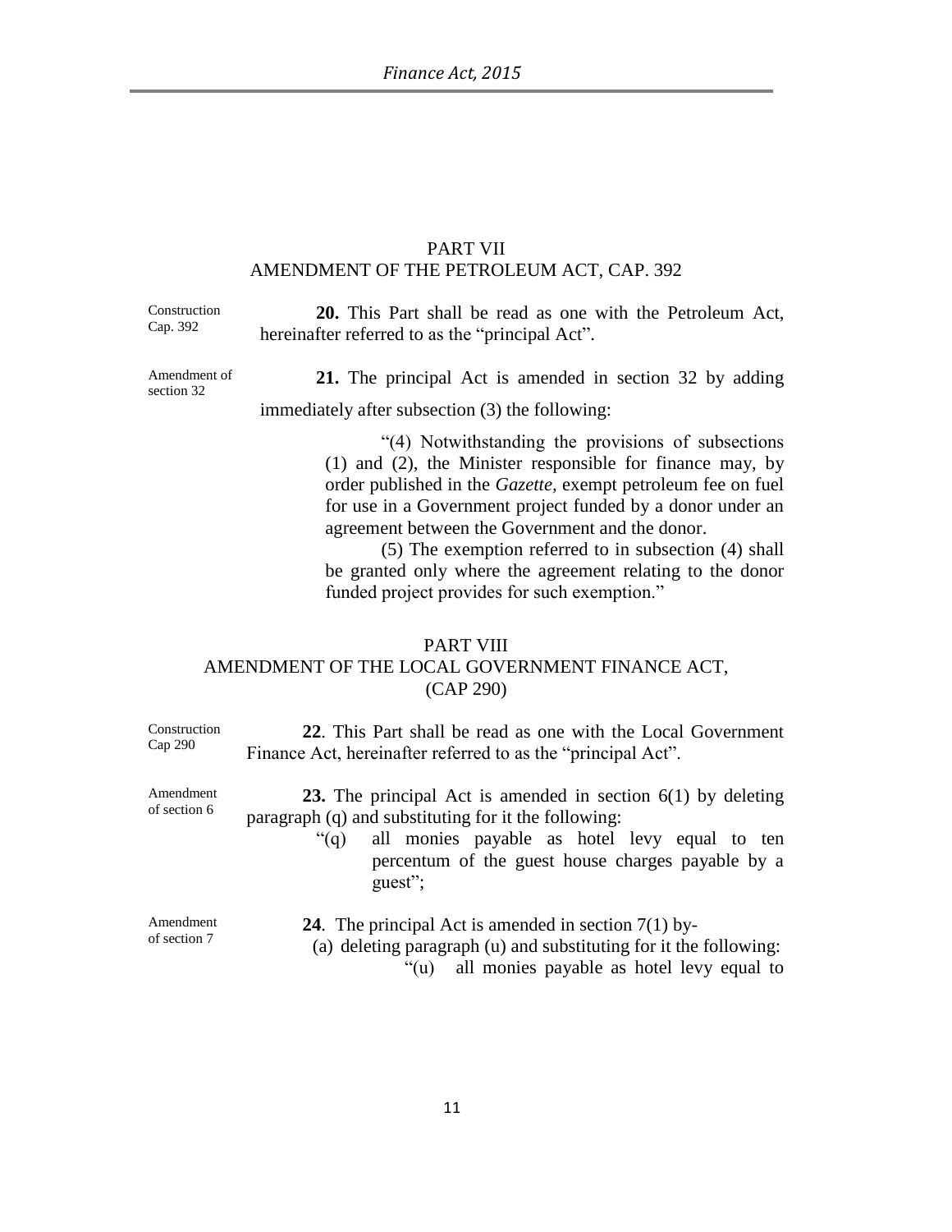## PART VII
## AMENDMENT OF THE PETROLEUM ACT, CAP. 392

Construction Cap. 392

**20.** This Part shall be read as one with the Petroleum Act, hereinafter referred to as the "principal Act".

Amendment of section 32

**21.** The principal Act is amended in section 32 by adding immediately after subsection (3) the following:

> "(4) Notwithstanding the provisions of subsections (1) and (2), the Minister responsible for finance may, by order published in the *Gazette*, exempt petroleum fee on fuel for use in a Government project funded by a donor under an agreement between the Government and the donor.
>
> (5) The exemption referred to in subsection (4) shall be granted only where the agreement relating to the donor funded project provides for such exemption."

## PART VIII
## AMENDMENT OF THE LOCAL GOVERNMENT FINANCE ACT, (CAP 290)

Construction Cap 290

**22**. This Part shall be read as one with the Local Government Finance Act, hereinafter referred to as the "principal Act".

Amendment of section 6

**23.** The principal Act is amended in section 6(1) by deleting paragraph (q) and substituting for it the following:

> "(q) all monies payable as hotel levy equal to ten percentum of the guest house charges payable by a guest";

Amendment of section 7

**24**. The principal Act is amended in section 7(1) by-

(a) deleting paragraph (u) and substituting for it the following:

> "(u) all monies payable as hotel levy equal to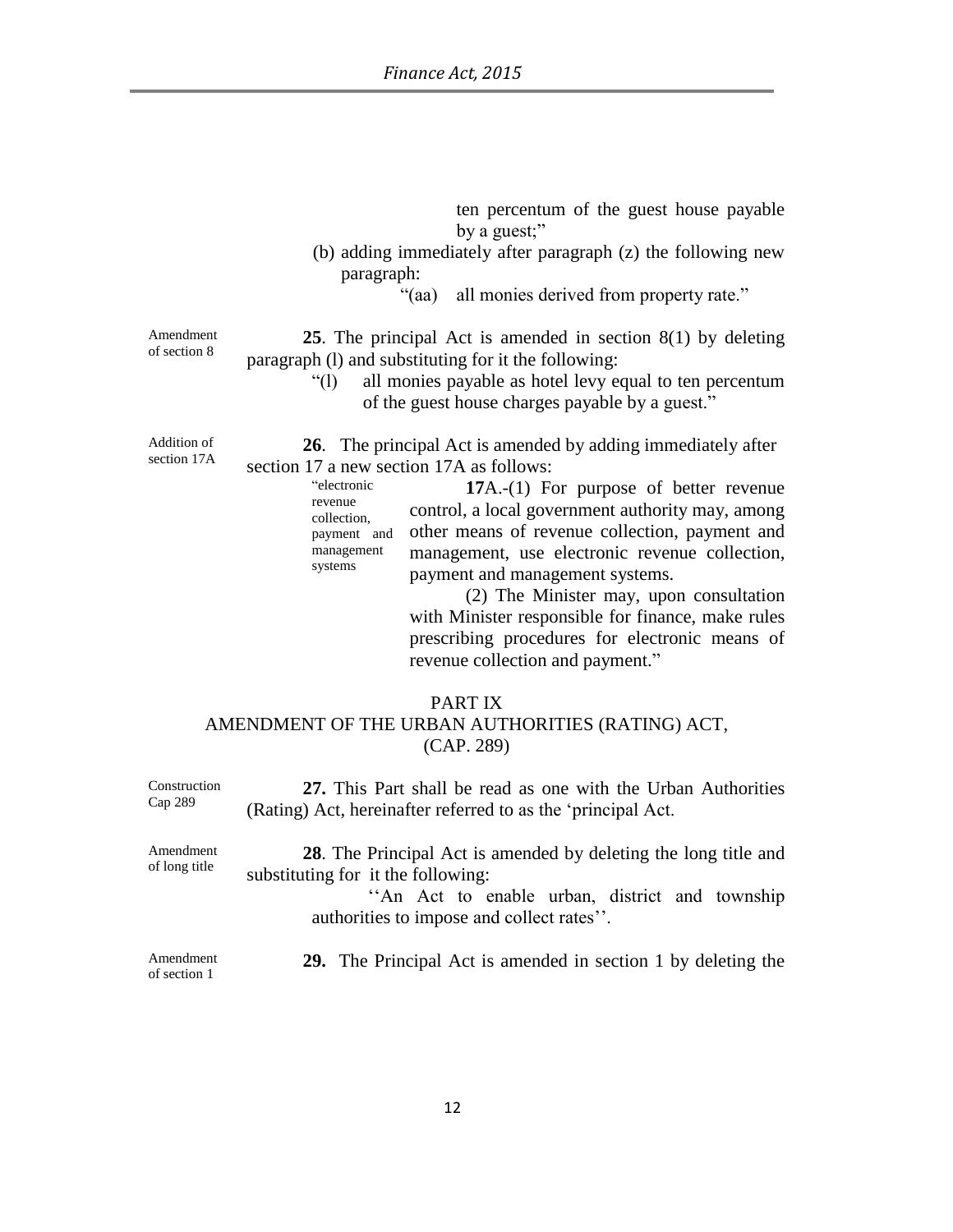ten percentum of the guest house payable by a guest;"

(b) adding immediately after paragraph (z) the following new paragraph:

"(aa) all monies derived from property rate."

Amendment of section 8

**25**. The principal Act is amended in section 8(1) by deleting paragraph (l) and substituting for it the following:

"(l) all monies payable as hotel levy equal to ten percentum of the guest house charges payable by a guest."

Addition of section 17A

**26**. The principal Act is amended by adding immediately after section 17 a new section 17A as follows:

"electronic revenue collection, payment and management systems

**17**A.-(1) For purpose of better revenue control, a local government authority may, among other means of revenue collection, payment and management, use electronic revenue collection, payment and management systems.

(2) The Minister may, upon consultation with Minister responsible for finance, make rules prescribing procedures for electronic means of revenue collection and payment."

## PART IX
## AMENDMENT OF THE URBAN AUTHORITIES (RATING) ACT, (CAP. 289)

Construction Cap 289

**27.** This Part shall be read as one with the Urban Authorities (Rating) Act, hereinafter referred to as the 'principal Act.

Amendment of long title

**28**. The Principal Act is amended by deleting the long title and substituting for it the following:

''An Act to enable urban, district and township authorities to impose and collect rates''.

Amendment of section 1

**29.** The Principal Act is amended in section 1 by deleting the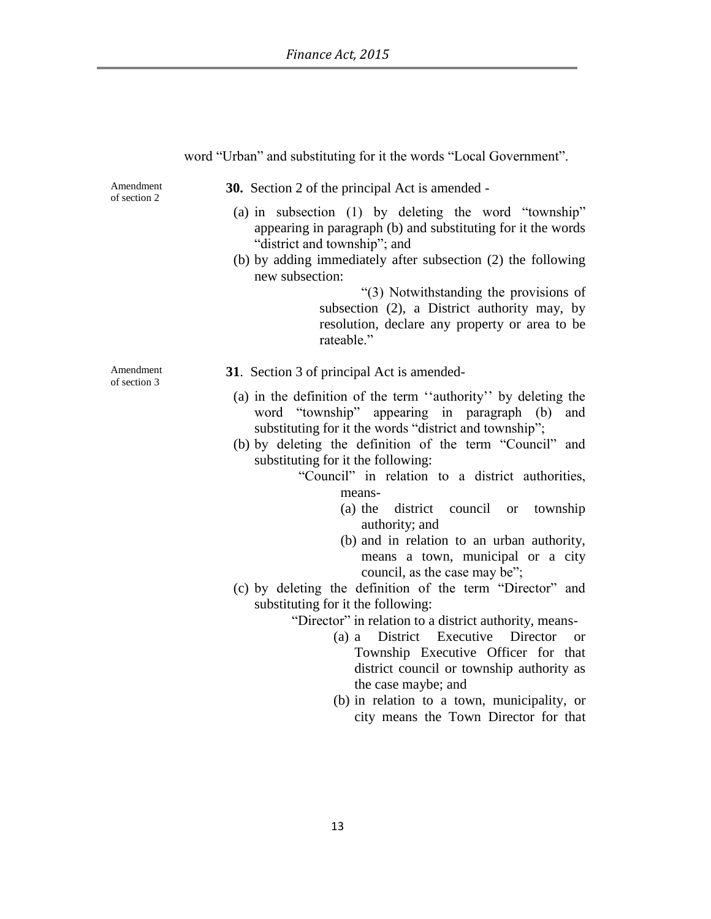word “Urban” and substituting for it the words “Local Government”.

*Amendment of section 2*

**30.** Section 2 of the principal Act is amended -

(a) in subsection (1) by deleting the word “township” appearing in paragraph (b) and substituting for it the words “district and township”; and

(b) by adding immediately after subsection (2) the following new subsection:

> “(3) Notwithstanding the provisions of subsection (2), a District authority may, by resolution, declare any property or area to be rateable.”

*Amendment of section 3*

**31**. Section 3 of principal Act is amended-

(a) in the definition of the term ‘‘authority’’ by deleting the word “township” appearing in paragraph (b) and substituting for it the words “district and township”;

(b) by deleting the definition of the term “Council” and substituting for it the following:

> “Council” in relation to a district authorities, means-
>
> (a) the district council or township authority; and
>
> (b) and in relation to an urban authority, means a town, municipal or a city council, as the case may be”;

(c) by deleting the definition of the term “Director” and substituting for it the following:

> “Director” in relation to a district authority, means-
>
> (a) a District Executive Director or Township Executive Officer for that district council or township authority as the case maybe; and
>
> (b) in relation to a town, municipality, or city means the Town Director for that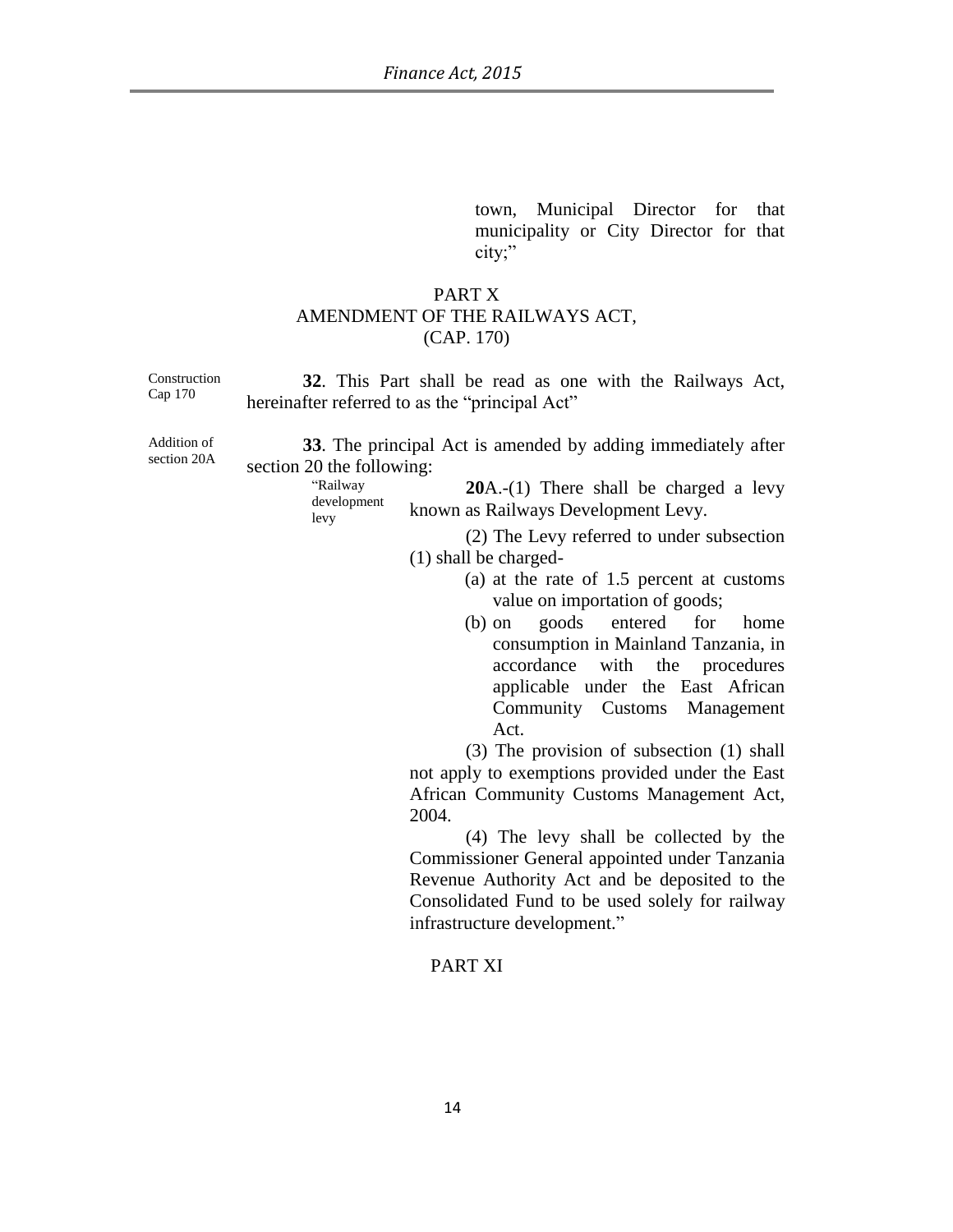town, Municipal Director for that municipality or City Director for that city;"

## PART X
## AMENDMENT OF THE RAILWAYS ACT,
## (CAP. 170)

Construction Cap 170

**32**. This Part shall be read as one with the Railways Act, hereinafter referred to as the "principal Act"

Addition of section 20A

**33**. The principal Act is amended by adding immediately after section 20 the following:

"Railway development levy

**20**A.-(1) There shall be charged a levy known as Railways Development Levy.

(2) The Levy referred to under subsection (1) shall be charged-

(a) at the rate of 1.5 percent at customs value on importation of goods;

(b) on goods entered for home consumption in Mainland Tanzania, in accordance with the procedures applicable under the East African Community Customs Management Act.

(3) The provision of subsection (1) shall not apply to exemptions provided under the East African Community Customs Management Act, 2004.

(4) The levy shall be collected by the Commissioner General appointed under Tanzania Revenue Authority Act and be deposited to the Consolidated Fund to be used solely for railway infrastructure development."

## PART XI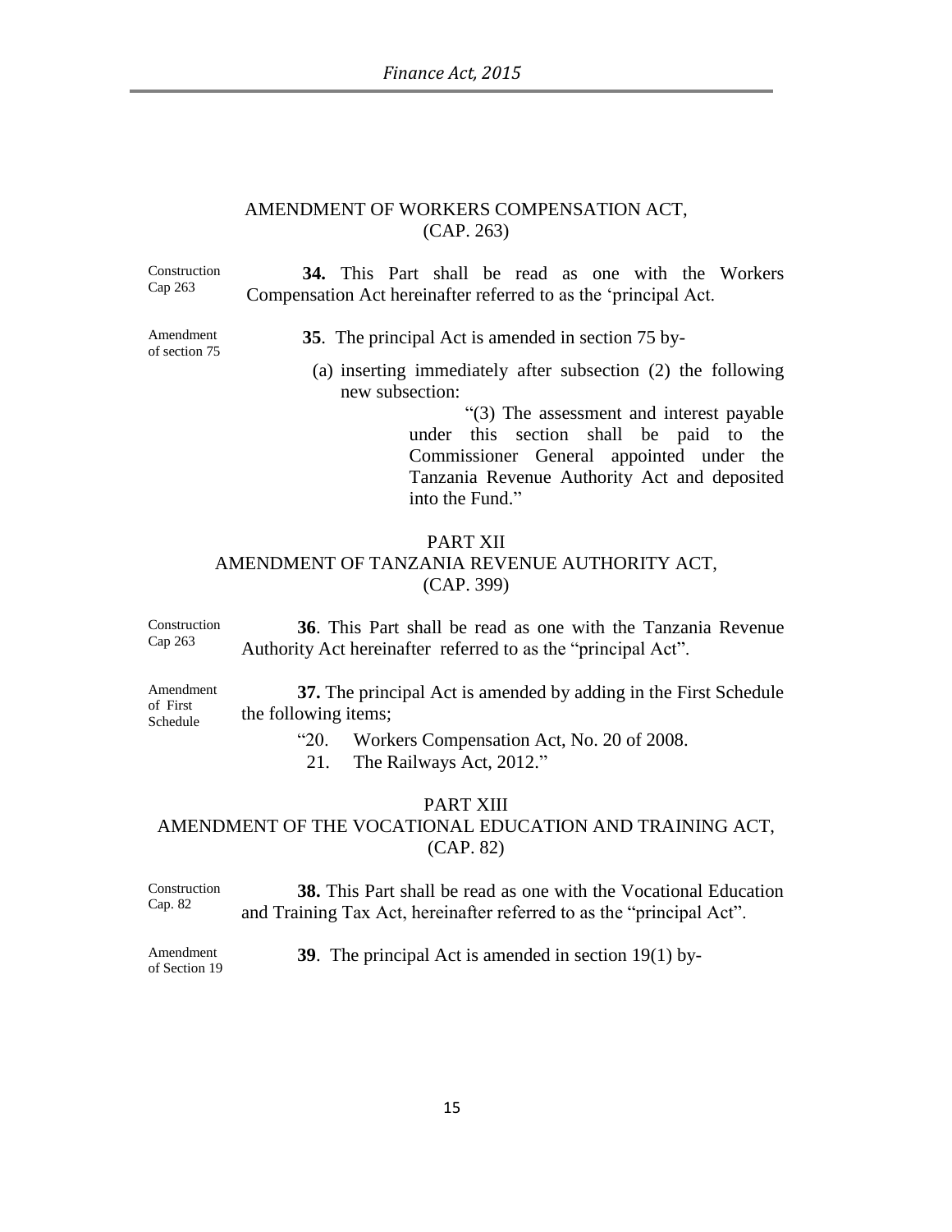## AMENDMENT OF WORKERS COMPENSATION ACT, (CAP. 263)

Construction Cap 263

**34.** This Part shall be read as one with the Workers Compensation Act hereinafter referred to as the 'principal Act.

Amendment of section 75

**35**. The principal Act is amended in section 75 by-

(a) inserting immediately after subsection (2) the following new subsection:

> "(3) The assessment and interest payable under this section shall be paid to the Commissioner General appointed under the Tanzania Revenue Authority Act and deposited into the Fund."

## PART XII
## AMENDMENT OF TANZANIA REVENUE AUTHORITY ACT, (CAP. 399)

Construction Cap 263

**36**. This Part shall be read as one with the Tanzania Revenue Authority Act hereinafter referred to as the "principal Act".

Amendment of First Schedule

**37.** The principal Act is amended by adding in the First Schedule the following items;

"20. Workers Compensation Act, No. 20 of 2008.
21. The Railways Act, 2012."

## PART XIII
## AMENDMENT OF THE VOCATIONAL EDUCATION AND TRAINING ACT, (CAP. 82)

Construction Cap. 82

**38.** This Part shall be read as one with the Vocational Education and Training Tax Act, hereinafter referred to as the "principal Act".

Amendment of Section 19

**39**. The principal Act is amended in section 19(1) by-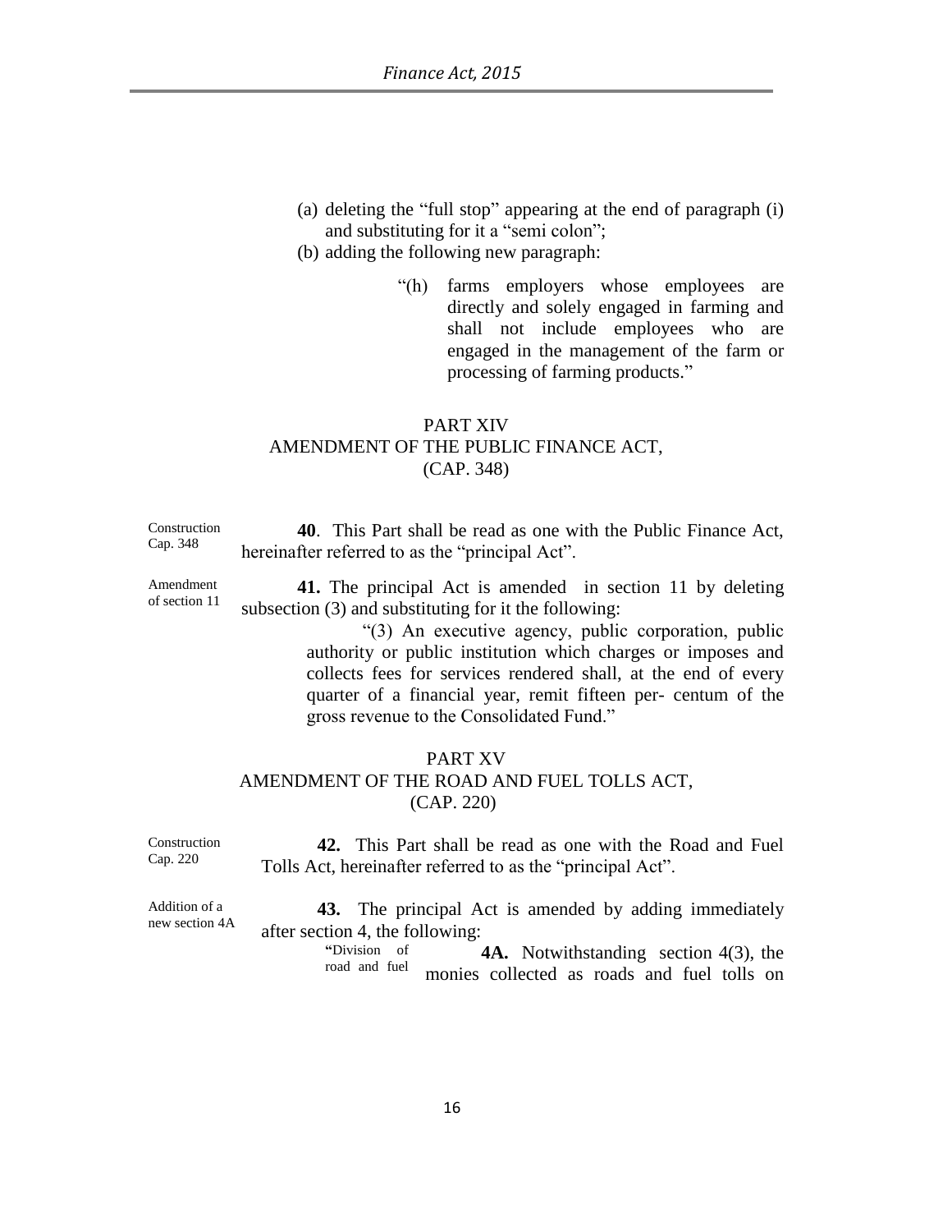(a) deleting the "full stop" appearing at the end of paragraph (i) and substituting for it a "semi colon";

(b) adding the following new paragraph:

> "(h) farms employers whose employees are directly and solely engaged in farming and shall not include employees who are engaged in the management of the farm or processing of farming products."

## PART XIV
## AMENDMENT OF THE PUBLIC FINANCE ACT, (CAP. 348)

Construction Cap. 348

**40**. This Part shall be read as one with the Public Finance Act, hereinafter referred to as the "principal Act".

Amendment of section 11

**41.** The principal Act is amended in section 11 by deleting subsection (3) and substituting for it the following:

> "(3) An executive agency, public corporation, public authority or public institution which charges or imposes and collects fees for services rendered shall, at the end of every quarter of a financial year, remit fifteen per- centum of the gross revenue to the Consolidated Fund."

## PART XV
## AMENDMENT OF THE ROAD AND FUEL TOLLS ACT, (CAP. 220)

Construction Cap. 220

**42.** This Part shall be read as one with the Road and Fuel Tolls Act, hereinafter referred to as the "principal Act".

Addition of a new section 4A

**43.** The principal Act is amended by adding immediately after section 4, the following:

"Division of road and fuel

> **4A.** Notwithstanding section 4(3), the monies collected as roads and fuel tolls on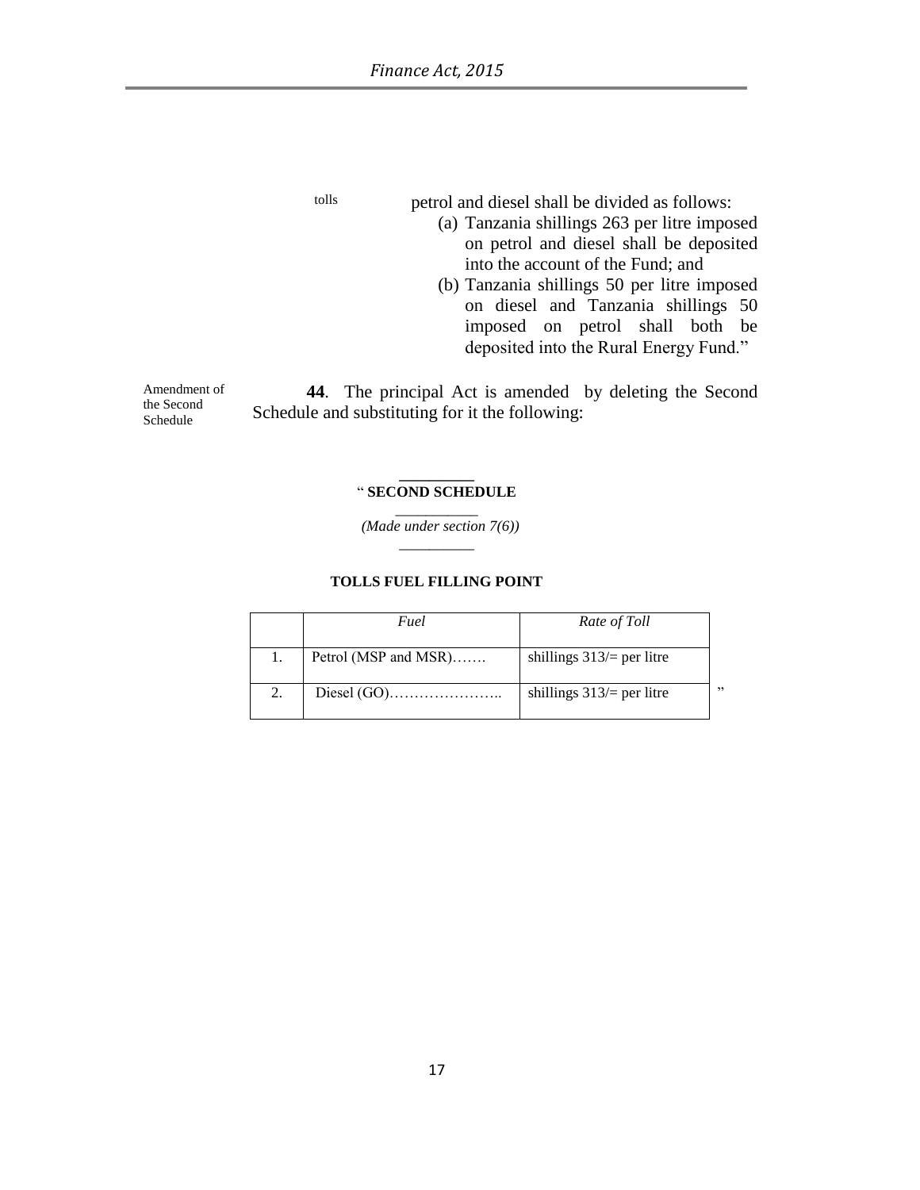tolls

petrol and diesel shall be divided as follows:

(a) Tanzania shillings 263 per litre imposed on petrol and diesel shall be deposited into the account of the Fund; and

(b) Tanzania shillings 50 per litre imposed on diesel and Tanzania shillings 50 imposed on petrol shall both be deposited into the Rural Energy Fund."

Amendment of the Second Schedule

**44**. The principal Act is amended by deleting the Second Schedule and substituting for it the following:

" **SECOND SCHEDULE**

*(Made under section 7(6))*

**TOLLS FUEL FILLING POINT**

| | *Fuel* | *Rate of Toll* |
|---|---|---|
| 1. | Petrol (MSP and MSR)……. | shillings 313/= per litre |
| 2. | Diesel (GO)………………….. | shillings 313/= per litre |

"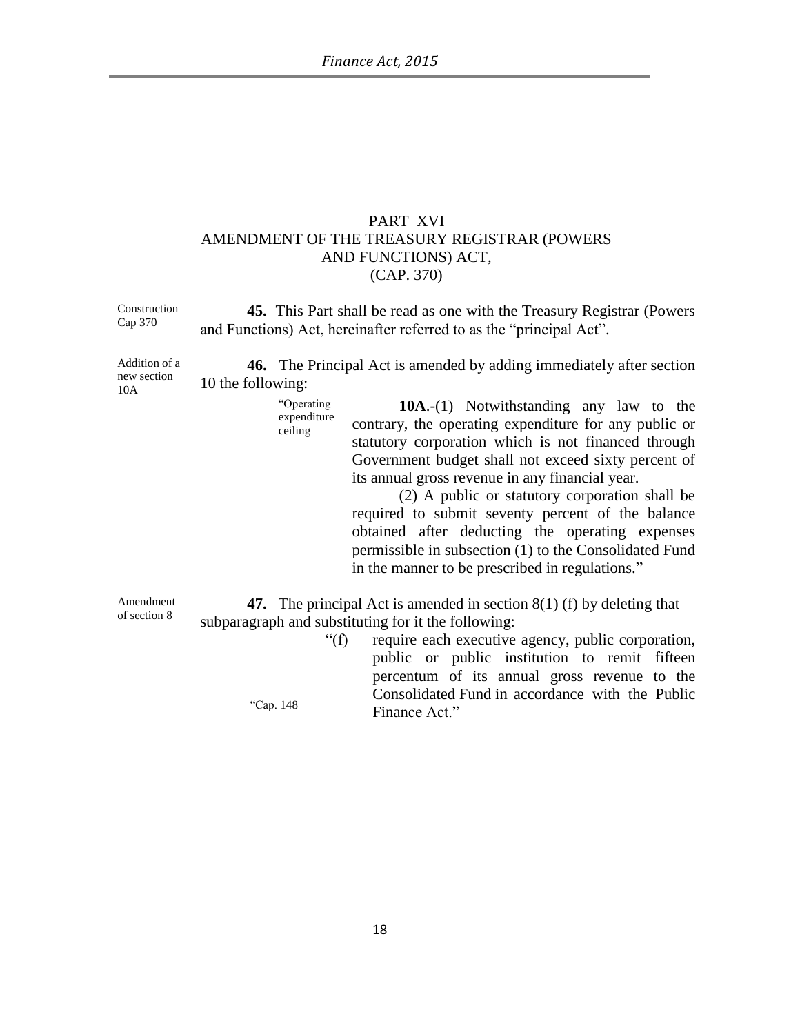## PART XVI
## AMENDMENT OF THE TREASURY REGISTRAR (POWERS AND FUNCTIONS) ACT, (CAP. 370)

Construction Cap 370

**45.** This Part shall be read as one with the Treasury Registrar (Powers and Functions) Act, hereinafter referred to as the "principal Act".

Addition of a new section 10A

**46.** The Principal Act is amended by adding immediately after section 10 the following:

"Operating expenditure ceiling

**10A**.-(1) Notwithstanding any law to the contrary, the operating expenditure for any public or statutory corporation which is not financed through Government budget shall not exceed sixty percent of its annual gross revenue in any financial year.

(2) A public or statutory corporation shall be required to submit seventy percent of the balance obtained after deducting the operating expenses permissible in subsection (1) to the Consolidated Fund in the manner to be prescribed in regulations."

Amendment of section 8

**47.** The principal Act is amended in section 8(1) (f) by deleting that subparagraph and substituting for it the following:

"(f) require each executive agency, public corporation, public or public institution to remit fifteen percentum of its annual gross revenue to the Consolidated Fund in accordance with the Public Finance Act."

"Cap. 148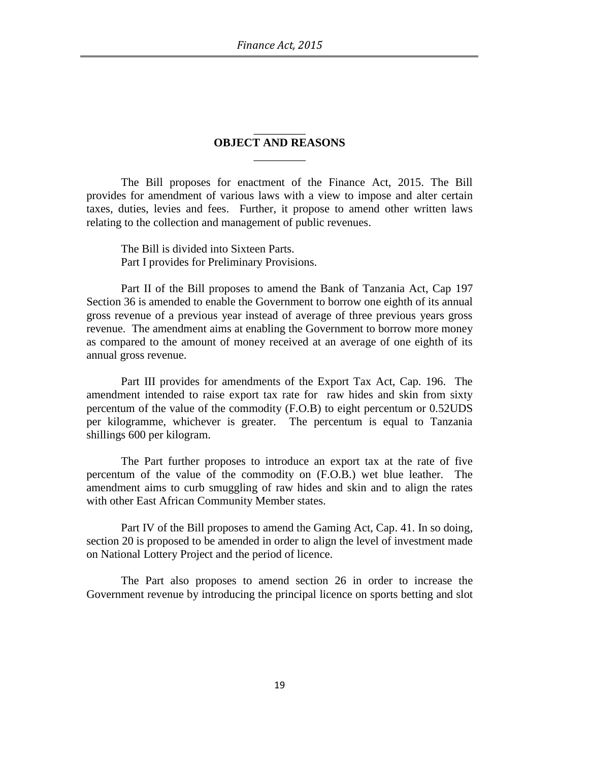## OBJECT AND REASONS

The Bill proposes for enactment of the Finance Act, 2015. The Bill provides for amendment of various laws with a view to impose and alter certain taxes, duties, levies and fees. Further, it propose to amend other written laws relating to the collection and management of public revenues.

The Bill is divided into Sixteen Parts.
Part I provides for Preliminary Provisions.

Part II of the Bill proposes to amend the Bank of Tanzania Act, Cap 197 Section 36 is amended to enable the Government to borrow one eighth of its annual gross revenue of a previous year instead of average of three previous years gross revenue. The amendment aims at enabling the Government to borrow more money as compared to the amount of money received at an average of one eighth of its annual gross revenue.

Part III provides for amendments of the Export Tax Act, Cap. 196. The amendment intended to raise export tax rate for raw hides and skin from sixty percentum of the value of the commodity (F.O.B) to eight percentum or 0.52UDS per kilogramme, whichever is greater. The percentum is equal to Tanzania shillings 600 per kilogram.

The Part further proposes to introduce an export tax at the rate of five percentum of the value of the commodity on (F.O.B.) wet blue leather. The amendment aims to curb smuggling of raw hides and skin and to align the rates with other East African Community Member states.

Part IV of the Bill proposes to amend the Gaming Act, Cap. 41. In so doing, section 20 is proposed to be amended in order to align the level of investment made on National Lottery Project and the period of licence.

The Part also proposes to amend section 26 in order to increase the Government revenue by introducing the principal licence on sports betting and slot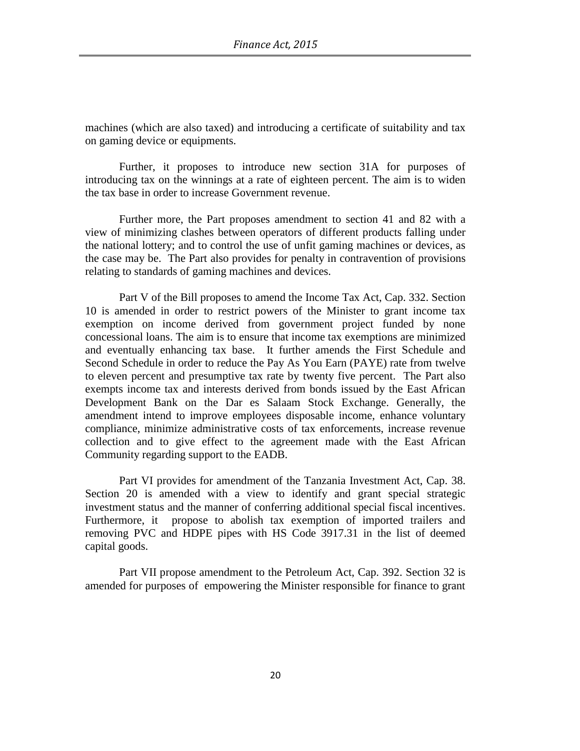machines (which are also taxed) and introducing a certificate of suitability and tax on gaming device or equipments.

Further, it proposes to introduce new section 31A for purposes of introducing tax on the winnings at a rate of eighteen percent. The aim is to widen the tax base in order to increase Government revenue.

Further more, the Part proposes amendment to section 41 and 82 with a view of minimizing clashes between operators of different products falling under the national lottery; and to control the use of unfit gaming machines or devices, as the case may be. The Part also provides for penalty in contravention of provisions relating to standards of gaming machines and devices.

Part V of the Bill proposes to amend the Income Tax Act, Cap. 332. Section 10 is amended in order to restrict powers of the Minister to grant income tax exemption on income derived from government project funded by none concessional loans. The aim is to ensure that income tax exemptions are minimized and eventually enhancing tax base. It further amends the First Schedule and Second Schedule in order to reduce the Pay As You Earn (PAYE) rate from twelve to eleven percent and presumptive tax rate by twenty five percent. The Part also exempts income tax and interests derived from bonds issued by the East African Development Bank on the Dar es Salaam Stock Exchange. Generally, the amendment intend to improve employees disposable income, enhance voluntary compliance, minimize administrative costs of tax enforcements, increase revenue collection and to give effect to the agreement made with the East African Community regarding support to the EADB.

Part VI provides for amendment of the Tanzania Investment Act, Cap. 38. Section 20 is amended with a view to identify and grant special strategic investment status and the manner of conferring additional special fiscal incentives. Furthermore, it propose to abolish tax exemption of imported trailers and removing PVC and HDPE pipes with HS Code 3917.31 in the list of deemed capital goods.

Part VII propose amendment to the Petroleum Act, Cap. 392. Section 32 is amended for purposes of empowering the Minister responsible for finance to grant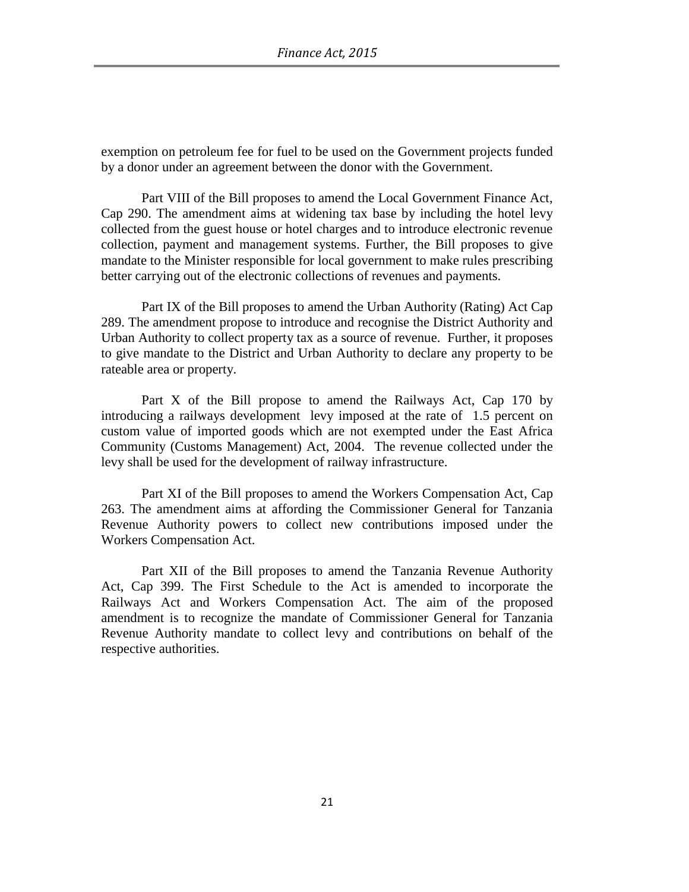exemption on petroleum fee for fuel to be used on the Government projects funded by a donor under an agreement between the donor with the Government.

Part VIII of the Bill proposes to amend the Local Government Finance Act, Cap 290. The amendment aims at widening tax base by including the hotel levy collected from the guest house or hotel charges and to introduce electronic revenue collection, payment and management systems. Further, the Bill proposes to give mandate to the Minister responsible for local government to make rules prescribing better carrying out of the electronic collections of revenues and payments.

Part IX of the Bill proposes to amend the Urban Authority (Rating) Act Cap 289. The amendment propose to introduce and recognise the District Authority and Urban Authority to collect property tax as a source of revenue. Further, it proposes to give mandate to the District and Urban Authority to declare any property to be rateable area or property.

Part X of the Bill propose to amend the Railways Act, Cap 170 by introducing a railways development levy imposed at the rate of 1.5 percent on custom value of imported goods which are not exempted under the East Africa Community (Customs Management) Act, 2004. The revenue collected under the levy shall be used for the development of railway infrastructure.

Part XI of the Bill proposes to amend the Workers Compensation Act, Cap 263. The amendment aims at affording the Commissioner General for Tanzania Revenue Authority powers to collect new contributions imposed under the Workers Compensation Act.

Part XII of the Bill proposes to amend the Tanzania Revenue Authority Act, Cap 399. The First Schedule to the Act is amended to incorporate the Railways Act and Workers Compensation Act. The aim of the proposed amendment is to recognize the mandate of Commissioner General for Tanzania Revenue Authority mandate to collect levy and contributions on behalf of the respective authorities.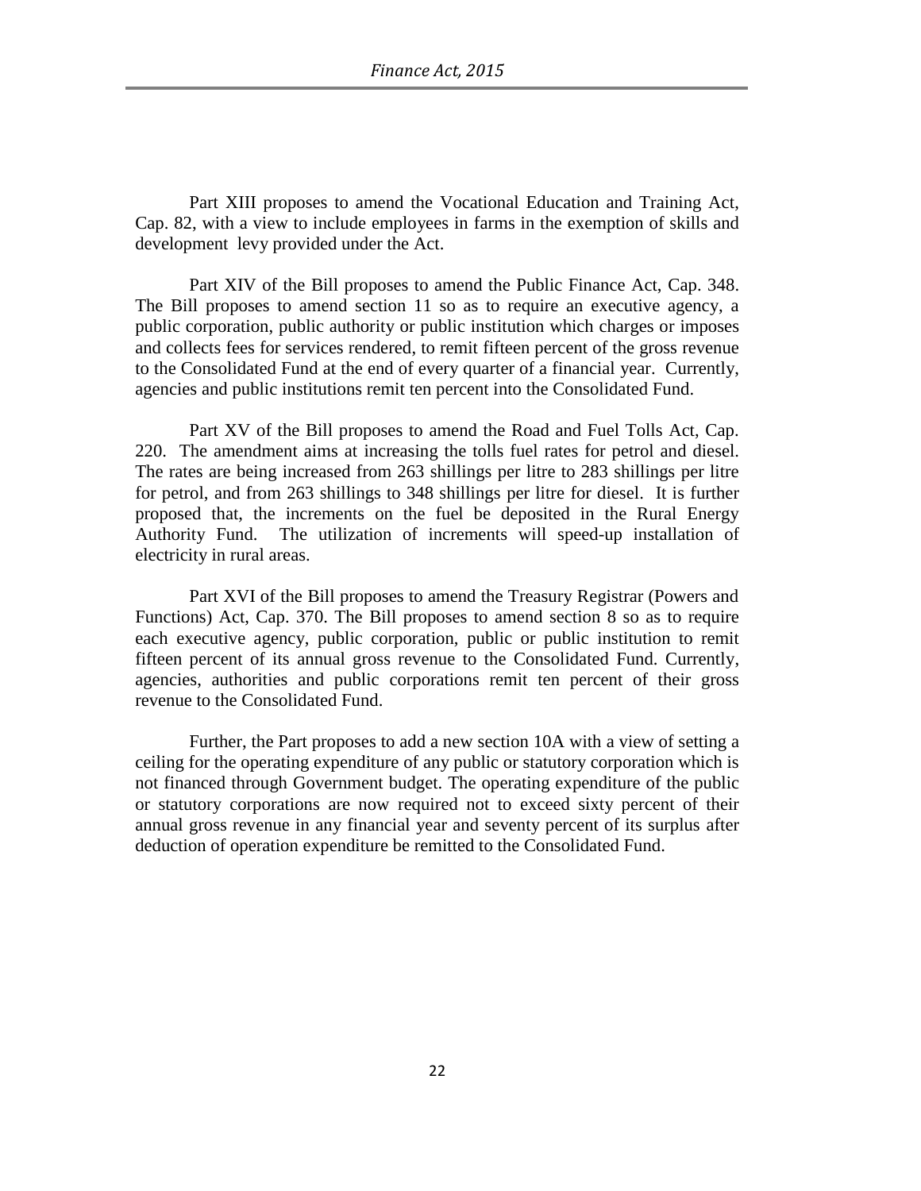Part XIII proposes to amend the Vocational Education and Training Act, Cap. 82, with a view to include employees in farms in the exemption of skills and development levy provided under the Act.

Part XIV of the Bill proposes to amend the Public Finance Act, Cap. 348. The Bill proposes to amend section 11 so as to require an executive agency, a public corporation, public authority or public institution which charges or imposes and collects fees for services rendered, to remit fifteen percent of the gross revenue to the Consolidated Fund at the end of every quarter of a financial year. Currently, agencies and public institutions remit ten percent into the Consolidated Fund.

Part XV of the Bill proposes to amend the Road and Fuel Tolls Act, Cap. 220. The amendment aims at increasing the tolls fuel rates for petrol and diesel. The rates are being increased from 263 shillings per litre to 283 shillings per litre for petrol, and from 263 shillings to 348 shillings per litre for diesel. It is further proposed that, the increments on the fuel be deposited in the Rural Energy Authority Fund. The utilization of increments will speed-up installation of electricity in rural areas.

Part XVI of the Bill proposes to amend the Treasury Registrar (Powers and Functions) Act, Cap. 370. The Bill proposes to amend section 8 so as to require each executive agency, public corporation, public or public institution to remit fifteen percent of its annual gross revenue to the Consolidated Fund. Currently, agencies, authorities and public corporations remit ten percent of their gross revenue to the Consolidated Fund.

Further, the Part proposes to add a new section 10A with a view of setting a ceiling for the operating expenditure of any public or statutory corporation which is not financed through Government budget. The operating expenditure of the public or statutory corporations are now required not to exceed sixty percent of their annual gross revenue in any financial year and seventy percent of its surplus after deduction of operation expenditure be remitted to the Consolidated Fund.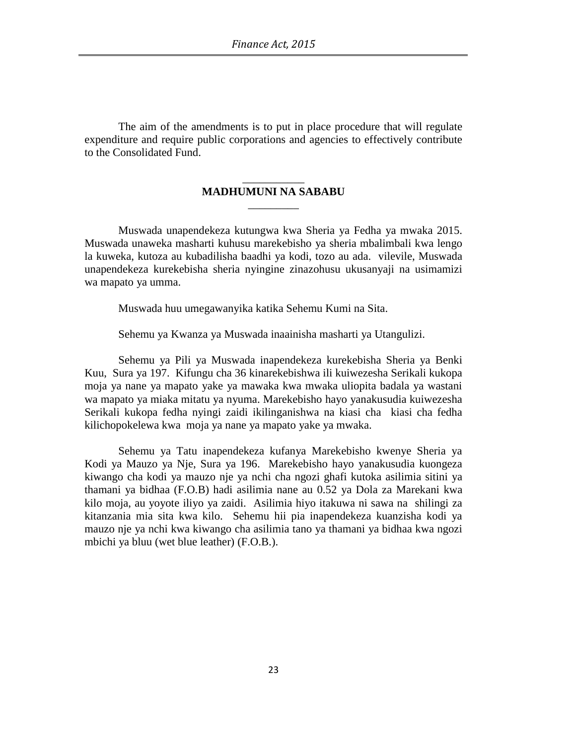The aim of the amendments is to put in place procedure that will regulate expenditure and require public corporations and agencies to effectively contribute to the Consolidated Fund.

## MADHUMUNI NA SABABU

Muswada unapendekeza kutungwa kwa Sheria ya Fedha ya mwaka 2015. Muswada unaweka masharti kuhusu marekebisho ya sheria mbalimbali kwa lengo la kuweka, kutoza au kubadilisha baadhi ya kodi, tozo au ada. vilevile, Muswada unapendekeza kurekebisha sheria nyingine zinazohusu ukusanyaji na usimamizi wa mapato ya umma.

Muswada huu umegawanyika katika Sehemu Kumi na Sita.

Sehemu ya Kwanza ya Muswada inaainisha masharti ya Utangulizi.

Sehemu ya Pili ya Muswada inapendekeza kurekebisha Sheria ya Benki Kuu, Sura ya 197. Kifungu cha 36 kinarekebishwa ili kuiwezesha Serikali kukopa moja ya nane ya mapato yake ya mawaka kwa mwaka uliopita badala ya wastani wa mapato ya miaka mitatu ya nyuma. Marekebisho hayo yanakusudia kuiwezesha Serikali kukopa fedha nyingi zaidi ikilinganishwa na kiasi cha kiasi cha fedha kilichopokelewa kwa moja ya nane ya mapato yake ya mwaka.

Sehemu ya Tatu inapendekeza kufanya Marekebisho kwenye Sheria ya Kodi ya Mauzo ya Nje, Sura ya 196. Marekebisho hayo yanakusudia kuongeza kiwango cha kodi ya mauzo nje ya nchi cha ngozi ghafi kutoka asilimia sitini ya thamani ya bidhaa (F.O.B) hadi asilimia nane au 0.52 ya Dola za Marekani kwa kilo moja, au yoyote iliyo ya zaidi. Asilimia hiyo itakuwa ni sawa na shilingi za kitanzania mia sita kwa kilo. Sehemu hii pia inapendekeza kuanzisha kodi ya mauzo nje ya nchi kwa kiwango cha asilimia tano ya thamani ya bidhaa kwa ngozi mbichi ya bluu (wet blue leather) (F.O.B.).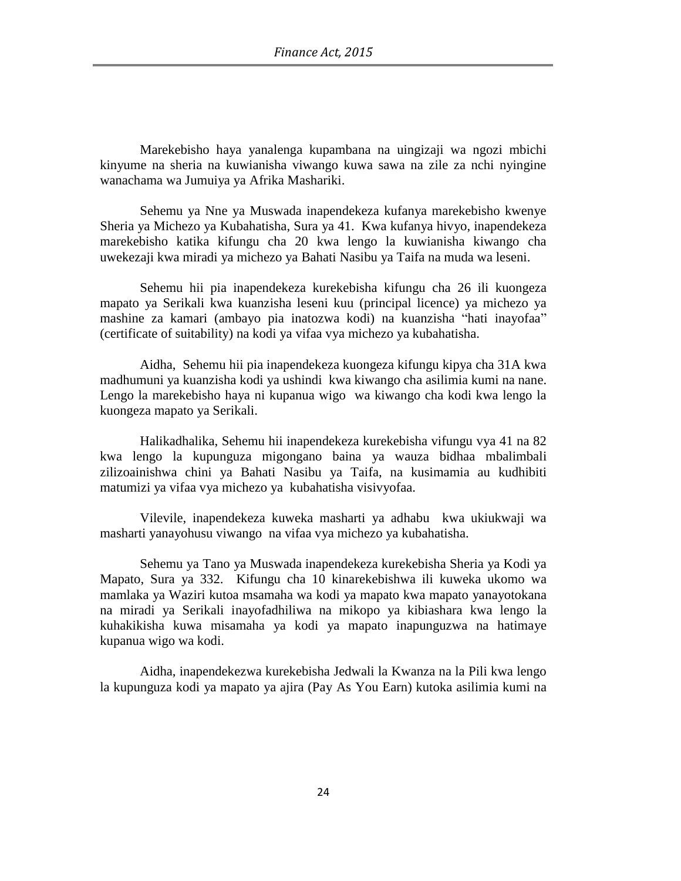Marekebisho haya yanalenga kupambana na uingizaji wa ngozi mbichi kinyume na sheria na kuwianisha viwango kuwa sawa na zile za nchi nyingine wanachama wa Jumuiya ya Afrika Mashariki.

Sehemu ya Nne ya Muswada inapendekeza kufanya marekebisho kwenye Sheria ya Michezo ya Kubahatisha, Sura ya 41. Kwa kufanya hivyo, inapendekeza marekebisho katika kifungu cha 20 kwa lengo la kuwianisha kiwango cha uwekezaji kwa miradi ya michezo ya Bahati Nasibu ya Taifa na muda wa leseni.

Sehemu hii pia inapendekeza kurekebisha kifungu cha 26 ili kuongeza mapato ya Serikali kwa kuanzisha leseni kuu (principal licence) ya michezo ya mashine za kamari (ambayo pia inatozwa kodi) na kuanzisha "hati inayofaa" (certificate of suitability) na kodi ya vifaa vya michezo ya kubahatisha.

Aidha, Sehemu hii pia inapendekeza kuongeza kifungu kipya cha 31A kwa madhumuni ya kuanzisha kodi ya ushindi kwa kiwango cha asilimia kumi na nane. Lengo la marekebisho haya ni kupanua wigo wa kiwango cha kodi kwa lengo la kuongeza mapato ya Serikali.

Halikadhalika, Sehemu hii inapendekeza kurekebisha vifungu vya 41 na 82 kwa lengo la kupunguza migongano baina ya wauza bidhaa mbalimbali zilizoainishwa chini ya Bahati Nasibu ya Taifa, na kusimamia au kudhibiti matumizi ya vifaa vya michezo ya kubahatisha visivyofaa.

Vilevile, inapendekeza kuweka masharti ya adhabu kwa ukiukwaji wa masharti yanayohusu viwango na vifaa vya michezo ya kubahatisha.

Sehemu ya Tano ya Muswada inapendekeza kurekebisha Sheria ya Kodi ya Mapato, Sura ya 332. Kifungu cha 10 kinarekebishwa ili kuweka ukomo wa mamlaka ya Waziri kutoa msamaha wa kodi ya mapato kwa mapato yanayotokana na miradi ya Serikali inayofadhiliwa na mikopo ya kibiashara kwa lengo la kuhakikisha kuwa misamaha ya kodi ya mapato inapunguzwa na hatimaye kupanua wigo wa kodi.

Aidha, inapendekezwa kurekebisha Jedwali la Kwanza na la Pili kwa lengo la kupunguza kodi ya mapato ya ajira (Pay As You Earn) kutoka asilimia kumi na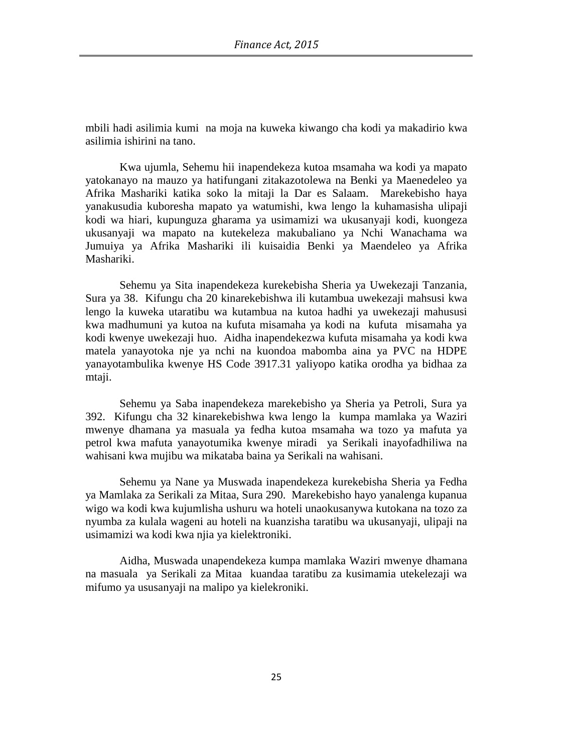mbili hadi asilimia kumi  na moja na kuweka kiwango cha kodi ya makadirio kwa asilimia ishirini na tano.

Kwa ujumla, Sehemu hii inapendekeza kutoa msamaha wa kodi ya mapato yatokanayo na mauzo ya hatifungani zitakazotolewa na Benki ya Maenedeleo ya Afrika Mashariki katika soko la mitaji la Dar es Salaam.  Marekebisho haya yanakusudia kuboresha mapato ya watumishi, kwa lengo la kuhamasisha ulipaji kodi wa hiari, kupunguza gharama ya usimamizi wa ukusanyaji kodi, kuongeza ukusanyaji wa mapato na kutekeleza makubaliano ya Nchi Wanachama wa Jumuiya ya Afrika Mashariki ili kuisaidia Benki ya Maendeleo ya Afrika Mashariki.

Sehemu ya Sita inapendekeza kurekebisha Sheria ya Uwekezaji Tanzania, Sura ya 38.  Kifungu cha 20 kinarekebishwa ili kutambua uwekezaji mahsusi kwa lengo la kuweka utaratibu wa kutambua na kutoa hadhi ya uwekezaji mahususi kwa madhumuni ya kutoa na kufuta misamaha ya kodi na  kufuta  misamaha ya kodi kwenye uwekezaji huo.  Aidha inapendekezwa kufuta misamaha ya kodi kwa matela yanayotoka nje ya nchi na kuondoa mabomba aina ya PVC na HDPE yanayotambulika kwenye HS Code 3917.31 yaliyopo katika orodha ya bidhaa za mtaji.

Sehemu ya Saba inapendekeza marekebisho ya Sheria ya Petroli, Sura ya 392.  Kifungu cha 32 kinarekebishwa kwa lengo la  kumpa mamlaka ya Waziri mwenye dhamana ya masuala ya fedha kutoa msamaha wa tozo ya mafuta ya petrol kwa mafuta yanayotumika kwenye miradi  ya Serikali inayofadhiliwa na wahisani kwa mujibu wa mikataba baina ya Serikali na wahisani.

Sehemu ya Nane ya Muswada inapendekeza kurekebisha Sheria ya Fedha ya Mamlaka za Serikali za Mitaa, Sura 290.  Marekebisho hayo yanalenga kupanua wigo wa kodi kwa kujumlisha ushuru wa hoteli unaokusanywa kutokana na tozo za nyumba za kulala wageni au hoteli na kuanzisha taratibu wa ukusanyaji, ulipaji na usimamizi wa kodi kwa njia ya kielektroniki.

Aidha, Muswada unapendekeza kumpa mamlaka Waziri mwenye dhamana na masuala  ya Serikali za Mitaa  kuandaa taratibu za kusimamia utekelezaji wa mifumo ya ususanyaji na malipo ya kielekroniki.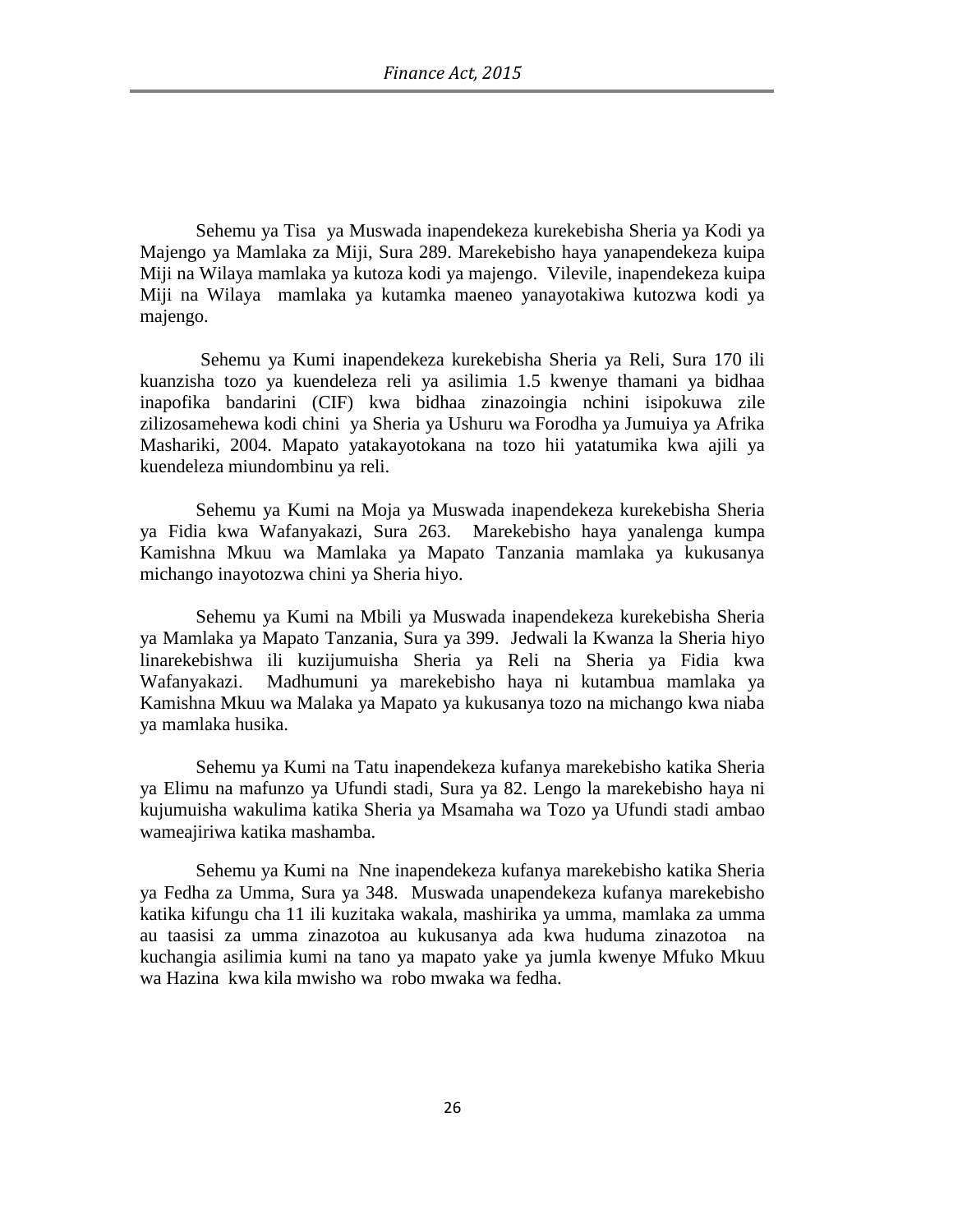Sehemu ya Tisa ya Muswada inapendekeza kurekebisha Sheria ya Kodi ya Majengo ya Mamlaka za Miji, Sura 289. Marekebisho haya yanapendekeza kuipa Miji na Wilaya mamlaka ya kutoza kodi ya majengo. Vilevile, inapendekeza kuipa Miji na Wilaya mamlaka ya kutamka maeneo yanayotakiwa kutozwa kodi ya majengo.

Sehemu ya Kumi inapendekeza kurekebisha Sheria ya Reli, Sura 170 ili kuanzisha tozo ya kuendeleza reli ya asilimia 1.5 kwenye thamani ya bidhaa inapofika bandarini (CIF) kwa bidhaa zinazoingia nchini isipokuwa zile zilizosamehewa kodi chini ya Sheria ya Ushuru wa Forodha ya Jumuiya ya Afrika Mashariki, 2004. Mapato yatakayotokana na tozo hii yatatumika kwa ajili ya kuendeleza miundombinu ya reli.

Sehemu ya Kumi na Moja ya Muswada inapendekeza kurekebisha Sheria ya Fidia kwa Wafanyakazi, Sura 263. Marekebisho haya yanalenga kumpa Kamishna Mkuu wa Mamlaka ya Mapato Tanzania mamlaka ya kukusanya michango inayotozwa chini ya Sheria hiyo.

Sehemu ya Kumi na Mbili ya Muswada inapendekeza kurekebisha Sheria ya Mamlaka ya Mapato Tanzania, Sura ya 399. Jedwali la Kwanza la Sheria hiyo linarekebishwa ili kuzijumuisha Sheria ya Reli na Sheria ya Fidia kwa Wafanyakazi. Madhumuni ya marekebisho haya ni kutambua mamlaka ya Kamishna Mkuu wa Malaka ya Mapato ya kukusanya tozo na michango kwa niaba ya mamlaka husika.

Sehemu ya Kumi na Tatu inapendekeza kufanya marekebisho katika Sheria ya Elimu na mafunzo ya Ufundi stadi, Sura ya 82. Lengo la marekebisho haya ni kujumuisha wakulima katika Sheria ya Msamaha wa Tozo ya Ufundi stadi ambao wameajiriwa katika mashamba.

Sehemu ya Kumi na Nne inapendekeza kufanya marekebisho katika Sheria ya Fedha za Umma, Sura ya 348. Muswada unapendekeza kufanya marekebisho katika kifungu cha 11 ili kuzitaka wakala, mashirika ya umma, mamlaka za umma au taasisi za umma zinazotoa au kukusanya ada kwa huduma zinazotoa na kuchangia asilimia kumi na tano ya mapato yake ya jumla kwenye Mfuko Mkuu wa Hazina kwa kila mwisho wa robo mwaka wa fedha.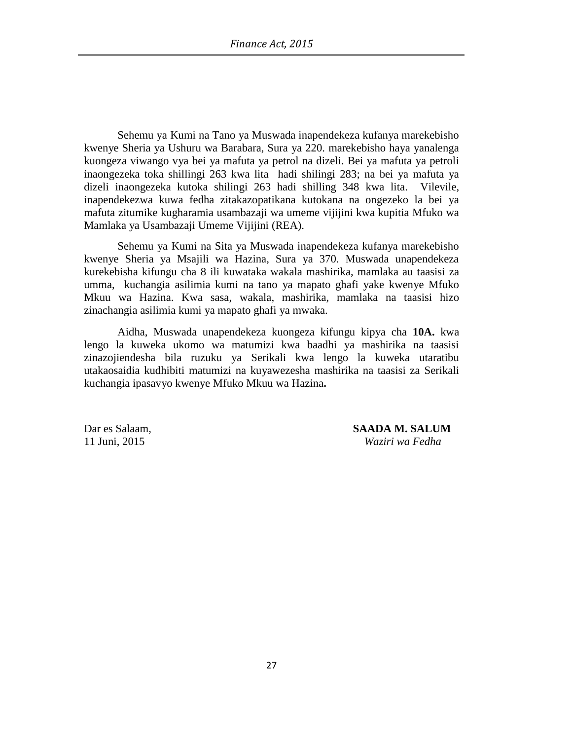Sehemu ya Kumi na Tano ya Muswada inapendekeza kufanya marekebisho kwenye Sheria ya Ushuru wa Barabara, Sura ya 220. marekebisho haya yanalenga kuongeza viwango vya bei ya mafuta ya petrol na dizeli. Bei ya mafuta ya petroli inaongezeka toka shillingi 263 kwa lita hadi shilingi 283; na bei ya mafuta ya dizeli inaongezeka kutoka shilingi 263 hadi shilling 348 kwa lita. Vilevile, inapendekezwa kuwa fedha zitakazopatikana kutokana na ongezeko la bei ya mafuta zitumike kugharamia usambazaji wa umeme vijijini kwa kupitia Mfuko wa Mamlaka ya Usambazaji Umeme Vijijini (REA).

Sehemu ya Kumi na Sita ya Muswada inapendekeza kufanya marekebisho kwenye Sheria ya Msajili wa Hazina, Sura ya 370. Muswada unapendekeza kurekebisha kifungu cha 8 ili kuwataka wakala mashirika, mamlaka au taasisi za umma, kuchangia asilimia kumi na tano ya mapato ghafi yake kwenye Mfuko Mkuu wa Hazina. Kwa sasa, wakala, mashirika, mamlaka na taasisi hizo zinachangia asilimia kumi ya mapato ghafi ya mwaka.

Aidha, Muswada unapendekeza kuongeza kifungu kipya cha **10A.** kwa lengo la kuweka ukomo wa matumizi kwa baadhi ya mashirika na taasisi zinazojiendesha bila ruzuku ya Serikali kwa lengo la kuweka utaratibu utakaosaidia kudhibiti matumizi na kuyawezesha mashirika na taasisi za Serikali kuchangia ipasavyo kwenye Mfuko Mkuu wa Hazina**.**

Dar es Salaam,
11 Juni, 2015

**SAADA M. SALUM**
*Waziri wa Fedha*